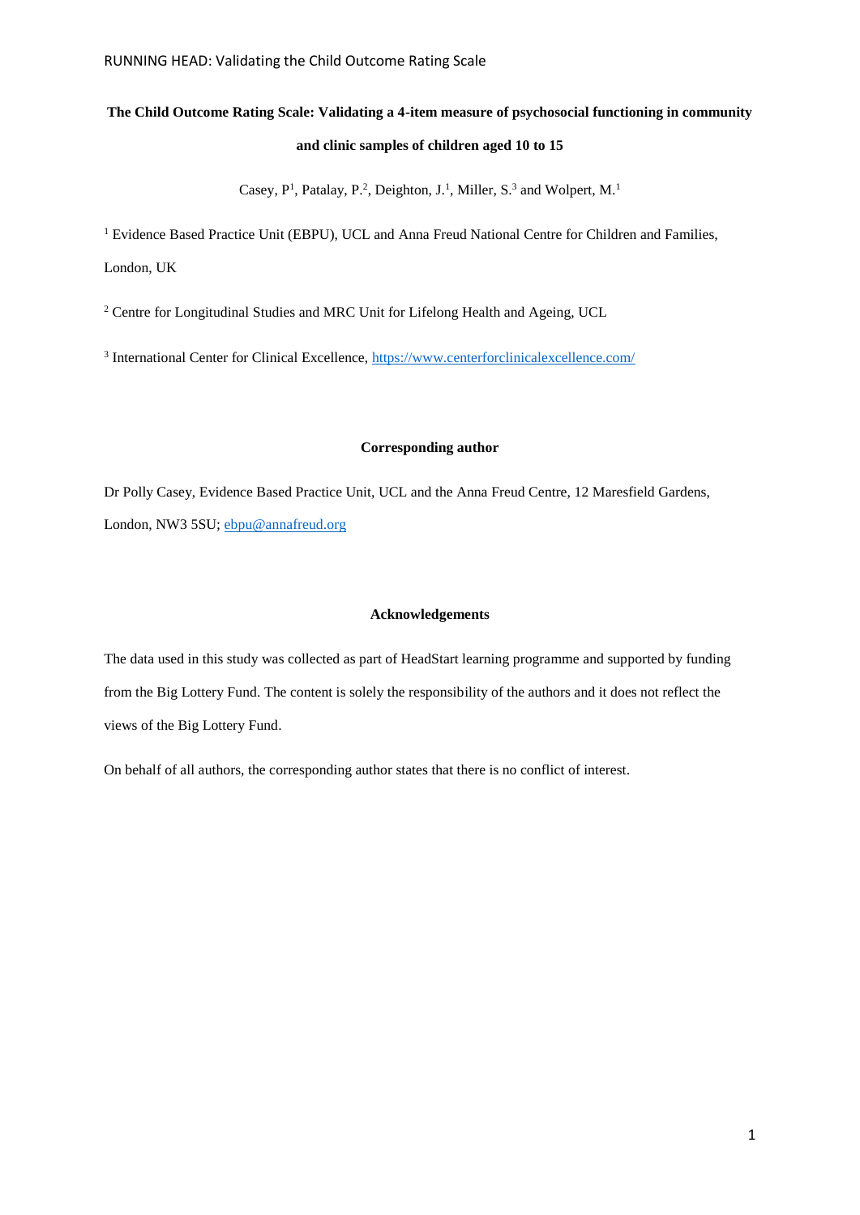# The Child Outcome Rating Scale: Validating a 4-item measure of psychosocial functioning in community and clinic samples of children aged 10 to 15

Casey, P[1], Patalay, P.[2], Deighton, J.[1], Miller, S.[3] and Wolpert, M.[1]

[1] Evidence Based Practice Unit (EBPU), UCL and Anna Freud National Centre for Children and Families, London, UK

[2] Centre for Longitudinal Studies and MRC Unit for Lifelong Health and Ageing, UCL

[3] International Center for Clinical Excellence, https://www.centerforclinicalexcellence.com/

### Corresponding author

Dr Polly Casey, Evidence Based Practice Unit, UCL and the Anna Freud Centre, 12 Maresfield Gardens, London, NW3 5SU; ebpu@annafreud.org

### Acknowledgements

The data used in this study was collected as part of HeadStart learning programme and supported by funding from the Big Lottery Fund. The content is solely the responsibility of the authors and it does not reflect the views of the Big Lottery Fund.

On behalf of all authors, the corresponding author states that there is no conflict of interest.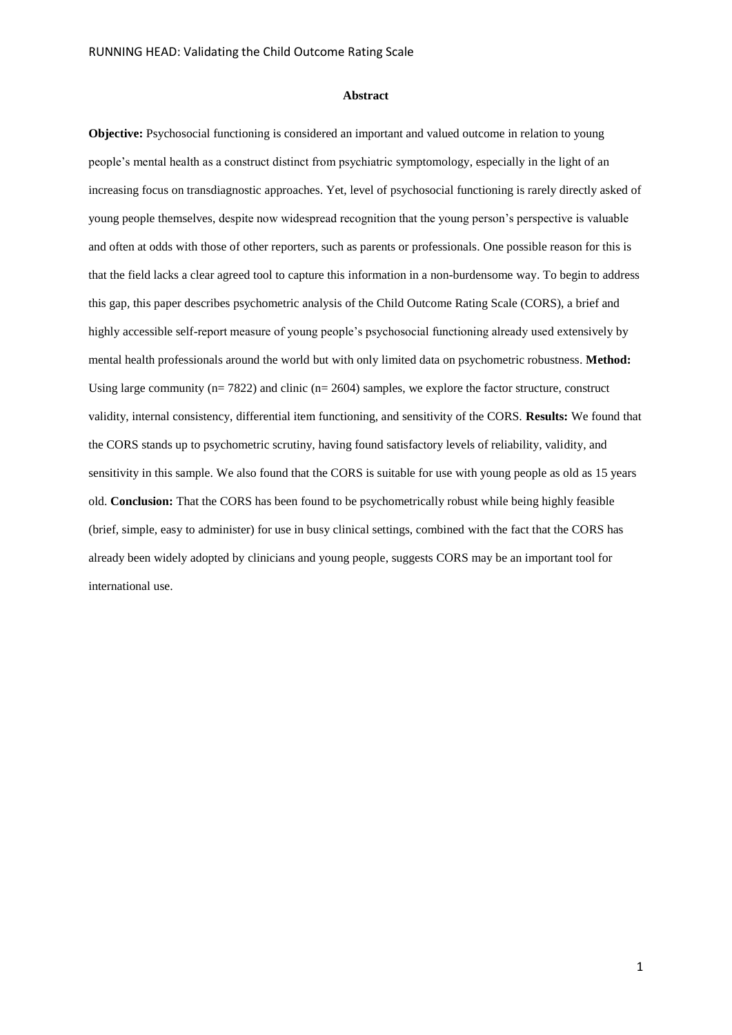## Abstract

**Objective:** Psychosocial functioning is considered an important and valued outcome in relation to young people's mental health as a construct distinct from psychiatric symptomology, especially in the light of an increasing focus on transdiagnostic approaches. Yet, level of psychosocial functioning is rarely directly asked of young people themselves, despite now widespread recognition that the young person's perspective is valuable and often at odds with those of other reporters, such as parents or professionals. One possible reason for this is that the field lacks a clear agreed tool to capture this information in a non-burdensome way. To begin to address this gap, this paper describes psychometric analysis of the Child Outcome Rating Scale (CORS), a brief and highly accessible self-report measure of young people's psychosocial functioning already used extensively by mental health professionals around the world but with only limited data on psychometric robustness. **Method:** Using large community (n= 7822) and clinic (n= 2604) samples, we explore the factor structure, construct validity, internal consistency, differential item functioning, and sensitivity of the CORS. **Results:** We found that the CORS stands up to psychometric scrutiny, having found satisfactory levels of reliability, validity, and sensitivity in this sample. We also found that the CORS is suitable for use with young people as old as 15 years old. **Conclusion:** That the CORS has been found to be psychometrically robust while being highly feasible (brief, simple, easy to administer) for use in busy clinical settings, combined with the fact that the CORS has already been widely adopted by clinicians and young people, suggests CORS may be an important tool for international use.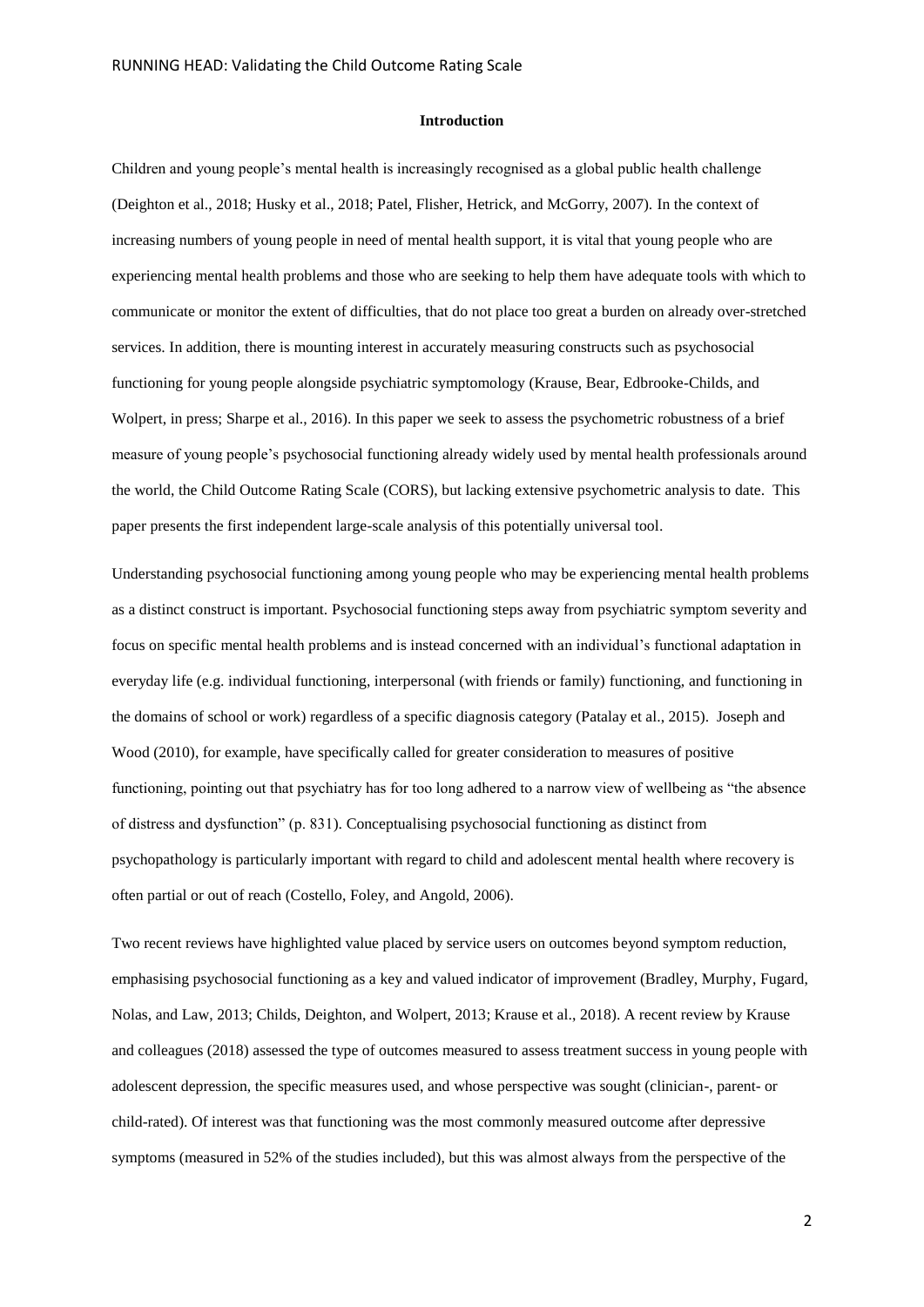## Introduction

Children and young people's mental health is increasingly recognised as a global public health challenge (Deighton et al., 2018; Husky et al., 2018; Patel, Flisher, Hetrick, and McGorry, 2007). In the context of increasing numbers of young people in need of mental health support, it is vital that young people who are experiencing mental health problems and those who are seeking to help them have adequate tools with which to communicate or monitor the extent of difficulties, that do not place too great a burden on already over-stretched services. In addition, there is mounting interest in accurately measuring constructs such as psychosocial functioning for young people alongside psychiatric symptomology (Krause, Bear, Edbrooke-Childs, and Wolpert, in press; Sharpe et al., 2016). In this paper we seek to assess the psychometric robustness of a brief measure of young people's psychosocial functioning already widely used by mental health professionals around the world, the Child Outcome Rating Scale (CORS), but lacking extensive psychometric analysis to date. This paper presents the first independent large-scale analysis of this potentially universal tool.

Understanding psychosocial functioning among young people who may be experiencing mental health problems as a distinct construct is important. Psychosocial functioning steps away from psychiatric symptom severity and focus on specific mental health problems and is instead concerned with an individual's functional adaptation in everyday life (e.g. individual functioning, interpersonal (with friends or family) functioning, and functioning in the domains of school or work) regardless of a specific diagnosis category (Patalay et al., 2015). Joseph and Wood (2010), for example, have specifically called for greater consideration to measures of positive functioning, pointing out that psychiatry has for too long adhered to a narrow view of wellbeing as "the absence of distress and dysfunction" (p. 831). Conceptualising psychosocial functioning as distinct from psychopathology is particularly important with regard to child and adolescent mental health where recovery is often partial or out of reach (Costello, Foley, and Angold, 2006).

Two recent reviews have highlighted value placed by service users on outcomes beyond symptom reduction, emphasising psychosocial functioning as a key and valued indicator of improvement (Bradley, Murphy, Fugard, Nolas, and Law, 2013; Childs, Deighton, and Wolpert, 2013; Krause et al., 2018). A recent review by Krause and colleagues (2018) assessed the type of outcomes measured to assess treatment success in young people with adolescent depression, the specific measures used, and whose perspective was sought (clinician-, parent- or child-rated). Of interest was that functioning was the most commonly measured outcome after depressive symptoms (measured in 52% of the studies included), but this was almost always from the perspective of the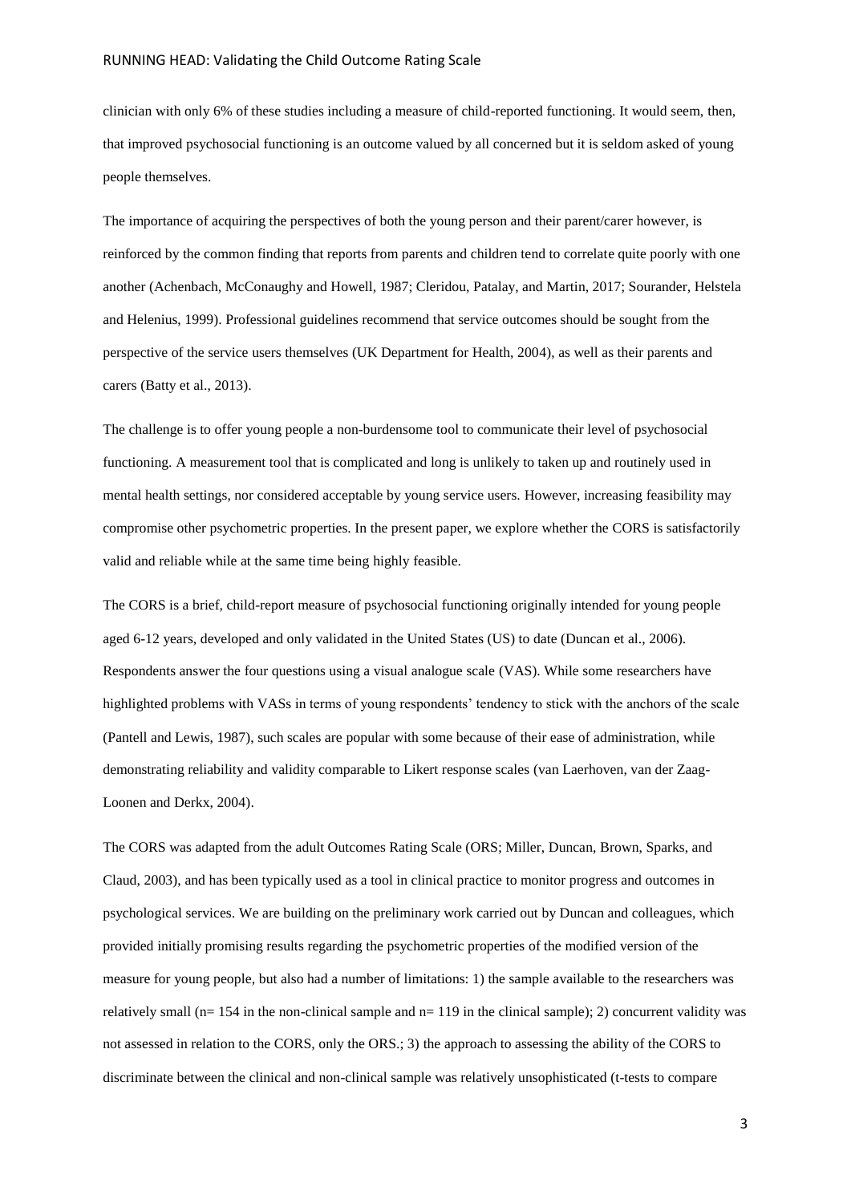clinician with only 6% of these studies including a measure of child-reported functioning. It would seem, then, that improved psychosocial functioning is an outcome valued by all concerned but it is seldom asked of young people themselves.

The importance of acquiring the perspectives of both the young person and their parent/carer however, is reinforced by the common finding that reports from parents and children tend to correlate quite poorly with one another (Achenbach, McConaughy and Howell, 1987; Cleridou, Patalay, and Martin, 2017; Sourander, Helstela and Helenius, 1999). Professional guidelines recommend that service outcomes should be sought from the perspective of the service users themselves (UK Department for Health, 2004), as well as their parents and carers (Batty et al., 2013).

The challenge is to offer young people a non-burdensome tool to communicate their level of psychosocial functioning. A measurement tool that is complicated and long is unlikely to taken up and routinely used in mental health settings, nor considered acceptable by young service users. However, increasing feasibility may compromise other psychometric properties. In the present paper, we explore whether the CORS is satisfactorily valid and reliable while at the same time being highly feasible.

The CORS is a brief, child-report measure of psychosocial functioning originally intended for young people aged 6-12 years, developed and only validated in the United States (US) to date (Duncan et al., 2006). Respondents answer the four questions using a visual analogue scale (VAS). While some researchers have highlighted problems with VASs in terms of young respondents' tendency to stick with the anchors of the scale (Pantell and Lewis, 1987), such scales are popular with some because of their ease of administration, while demonstrating reliability and validity comparable to Likert response scales (van Laerhoven, van der Zaag-Loonen and Derkx, 2004).

The CORS was adapted from the adult Outcomes Rating Scale (ORS; Miller, Duncan, Brown, Sparks, and Claud, 2003), and has been typically used as a tool in clinical practice to monitor progress and outcomes in psychological services. We are building on the preliminary work carried out by Duncan and colleagues, which provided initially promising results regarding the psychometric properties of the modified version of the measure for young people, but also had a number of limitations: 1) the sample available to the researchers was relatively small (n= 154 in the non-clinical sample and n= 119 in the clinical sample); 2) concurrent validity was not assessed in relation to the CORS, only the ORS.; 3) the approach to assessing the ability of the CORS to discriminate between the clinical and non-clinical sample was relatively unsophisticated (t-tests to compare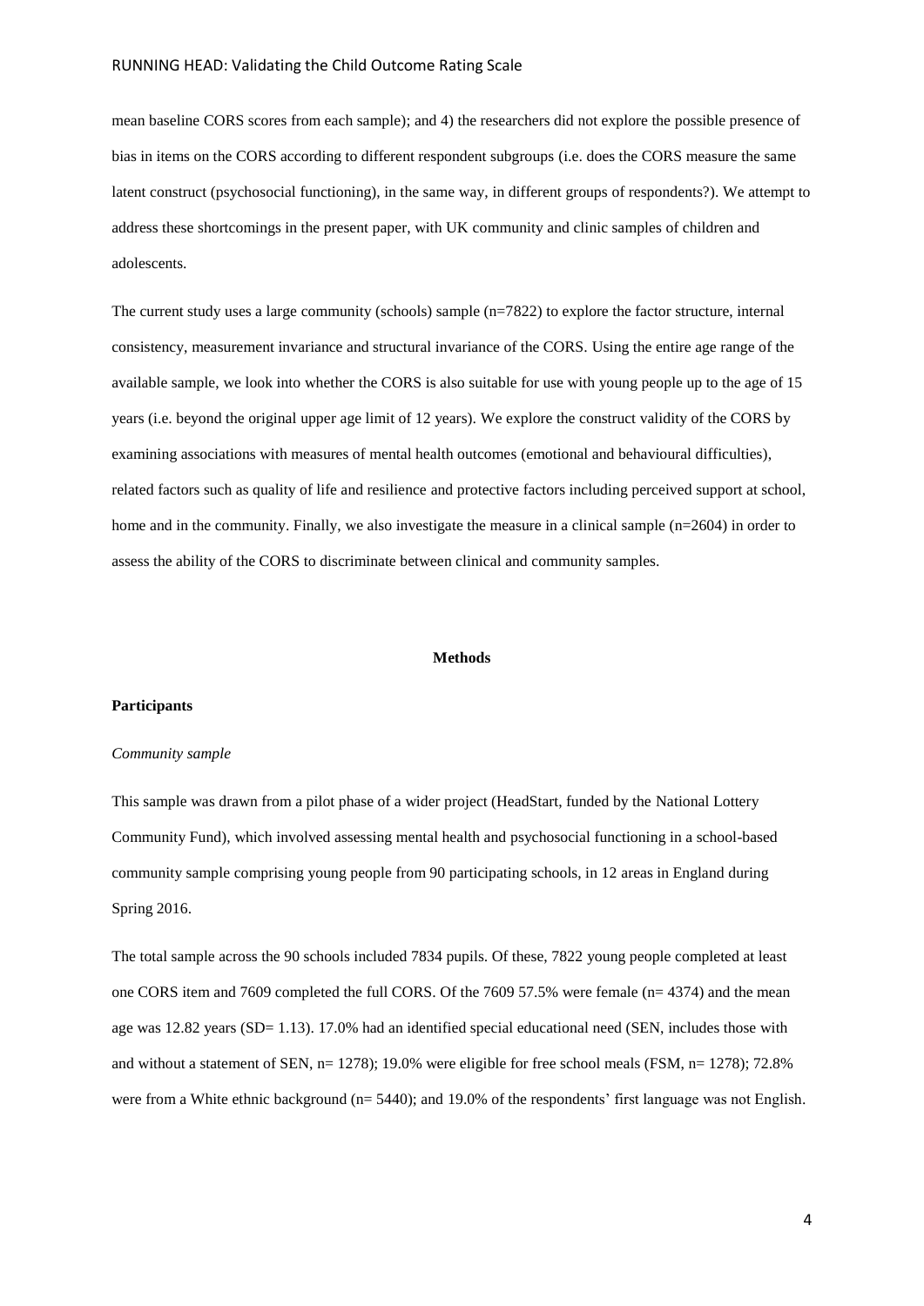mean baseline CORS scores from each sample); and 4) the researchers did not explore the possible presence of bias in items on the CORS according to different respondent subgroups (i.e. does the CORS measure the same latent construct (psychosocial functioning), in the same way, in different groups of respondents?). We attempt to address these shortcomings in the present paper, with UK community and clinic samples of children and adolescents.

The current study uses a large community (schools) sample (n=7822) to explore the factor structure, internal consistency, measurement invariance and structural invariance of the CORS. Using the entire age range of the available sample, we look into whether the CORS is also suitable for use with young people up to the age of 15 years (i.e. beyond the original upper age limit of 12 years). We explore the construct validity of the CORS by examining associations with measures of mental health outcomes (emotional and behavioural difficulties), related factors such as quality of life and resilience and protective factors including perceived support at school, home and in the community. Finally, we also investigate the measure in a clinical sample (n=2604) in order to assess the ability of the CORS to discriminate between clinical and community samples.

## Methods

### Participants

*Community sample*

This sample was drawn from a pilot phase of a wider project (HeadStart, funded by the National Lottery Community Fund), which involved assessing mental health and psychosocial functioning in a school-based community sample comprising young people from 90 participating schools, in 12 areas in England during Spring 2016.

The total sample across the 90 schools included 7834 pupils. Of these, 7822 young people completed at least one CORS item and 7609 completed the full CORS. Of the 7609 57.5% were female (n= 4374) and the mean age was 12.82 years (SD= 1.13). 17.0% had an identified special educational need (SEN, includes those with and without a statement of SEN, n= 1278); 19.0% were eligible for free school meals (FSM, n= 1278); 72.8% were from a White ethnic background (n= 5440); and 19.0% of the respondents' first language was not English.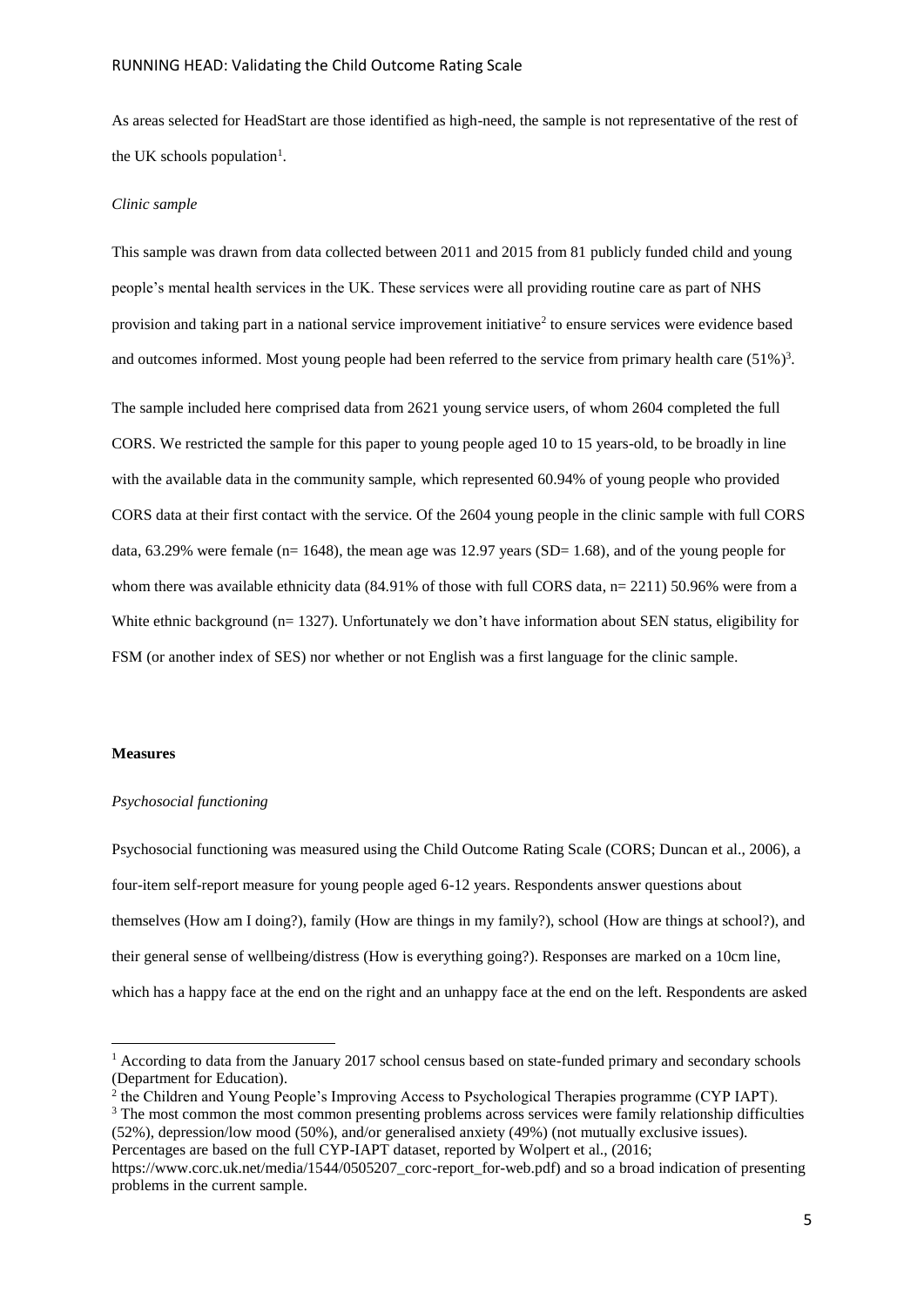As areas selected for HeadStart are those identified as high-need, the sample is not representative of the rest of the UK schools population[1].

*Clinic sample*

This sample was drawn from data collected between 2011 and 2015 from 81 publicly funded child and young people's mental health services in the UK. These services were all providing routine care as part of NHS provision and taking part in a national service improvement initiative[2] to ensure services were evidence based and outcomes informed. Most young people had been referred to the service from primary health care (51%)[3].

The sample included here comprised data from 2621 young service users, of whom 2604 completed the full CORS. We restricted the sample for this paper to young people aged 10 to 15 years-old, to be broadly in line with the available data in the community sample, which represented 60.94% of young people who provided CORS data at their first contact with the service. Of the 2604 young people in the clinic sample with full CORS data, 63.29% were female (n= 1648), the mean age was 12.97 years (SD= 1.68), and of the young people for whom there was available ethnicity data (84.91% of those with full CORS data, n= 2211) 50.96% were from a White ethnic background (n= 1327). Unfortunately we don't have information about SEN status, eligibility for FSM (or another index of SES) nor whether or not English was a first language for the clinic sample.

**Measures**

*Psychosocial functioning*

Psychosocial functioning was measured using the Child Outcome Rating Scale (CORS; Duncan et al., 2006), a four-item self-report measure for young people aged 6-12 years. Respondents answer questions about themselves (How am I doing?), family (How are things in my family?), school (How are things at school?), and their general sense of wellbeing/distress (How is everything going?). Responses are marked on a 10cm line, which has a happy face at the end on the right and an unhappy face at the end on the left. Respondents are asked

[1] According to data from the January 2017 school census based on state-funded primary and secondary schools (Department for Education).

[2] the Children and Young People's Improving Access to Psychological Therapies programme (CYP IAPT).

[3] The most common the most common presenting problems across services were family relationship difficulties (52%), depression/low mood (50%), and/or generalised anxiety (49%) (not mutually exclusive issues). Percentages are based on the full CYP-IAPT dataset, reported by Wolpert et al., (2016; https://www.corc.uk.net/media/1544/0505207_corc-report_for-web.pdf) and so a broad indication of presenting problems in the current sample.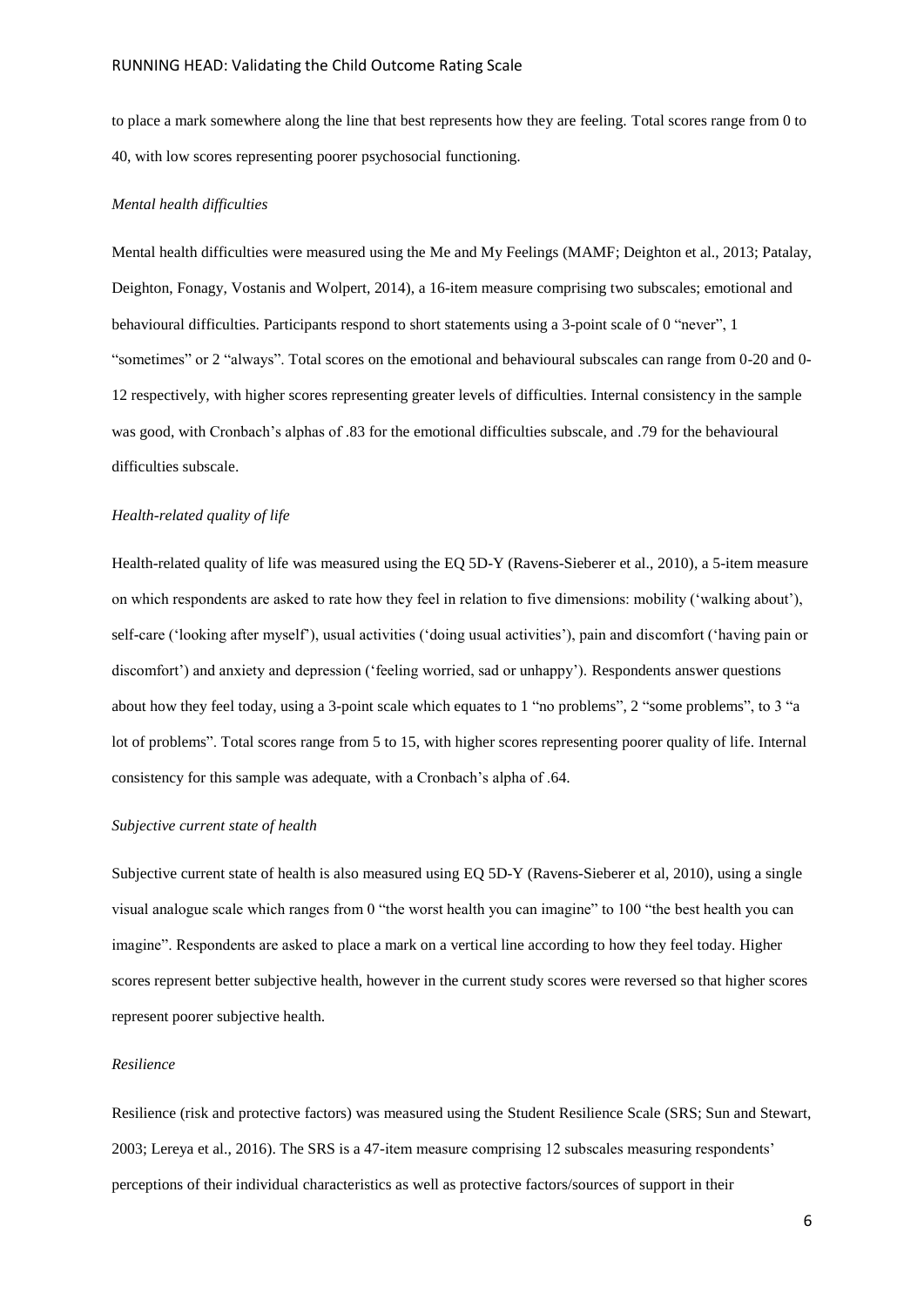to place a mark somewhere along the line that best represents how they are feeling. Total scores range from 0 to 40, with low scores representing poorer psychosocial functioning.

*Mental health difficulties*

Mental health difficulties were measured using the Me and My Feelings (MAMF; Deighton et al., 2013; Patalay, Deighton, Fonagy, Vostanis and Wolpert, 2014), a 16-item measure comprising two subscales; emotional and behavioural difficulties. Participants respond to short statements using a 3-point scale of 0 "never", 1 "sometimes" or 2 "always". Total scores on the emotional and behavioural subscales can range from 0-20 and 0-12 respectively, with higher scores representing greater levels of difficulties. Internal consistency in the sample was good, with Cronbach's alphas of .83 for the emotional difficulties subscale, and .79 for the behavioural difficulties subscale.

*Health-related quality of life*

Health-related quality of life was measured using the EQ 5D-Y (Ravens-Sieberer et al., 2010), a 5-item measure on which respondents are asked to rate how they feel in relation to five dimensions: mobility ('walking about'), self-care ('looking after myself'), usual activities ('doing usual activities'), pain and discomfort ('having pain or discomfort') and anxiety and depression ('feeling worried, sad or unhappy'). Respondents answer questions about how they feel today, using a 3-point scale which equates to 1 "no problems", 2 "some problems", to 3 "a lot of problems". Total scores range from 5 to 15, with higher scores representing poorer quality of life. Internal consistency for this sample was adequate, with a Cronbach's alpha of .64.

*Subjective current state of health*

Subjective current state of health is also measured using EQ 5D-Y (Ravens-Sieberer et al, 2010), using a single visual analogue scale which ranges from 0 "the worst health you can imagine" to 100 "the best health you can imagine". Respondents are asked to place a mark on a vertical line according to how they feel today. Higher scores represent better subjective health, however in the current study scores were reversed so that higher scores represent poorer subjective health.

*Resilience*

Resilience (risk and protective factors) was measured using the Student Resilience Scale (SRS; Sun and Stewart, 2003; Lereya et al., 2016). The SRS is a 47-item measure comprising 12 subscales measuring respondents' perceptions of their individual characteristics as well as protective factors/sources of support in their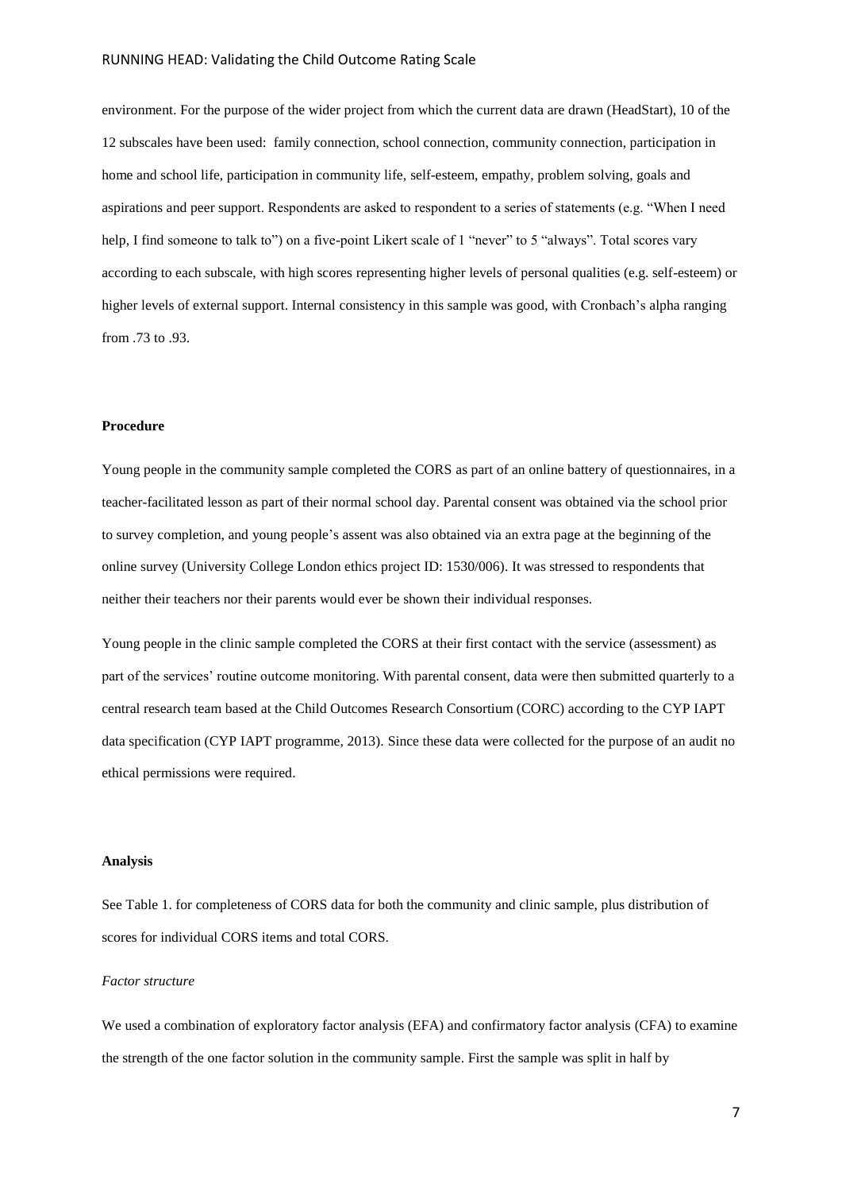environment. For the purpose of the wider project from which the current data are drawn (HeadStart), 10 of the 12 subscales have been used: family connection, school connection, community connection, participation in home and school life, participation in community life, self-esteem, empathy, problem solving, goals and aspirations and peer support. Respondents are asked to respondent to a series of statements (e.g. "When I need help, I find someone to talk to") on a five-point Likert scale of 1 "never" to 5 "always". Total scores vary according to each subscale, with high scores representing higher levels of personal qualities (e.g. self-esteem) or higher levels of external support. Internal consistency in this sample was good, with Cronbach's alpha ranging from .73 to .93.

**Procedure**

Young people in the community sample completed the CORS as part of an online battery of questionnaires, in a teacher-facilitated lesson as part of their normal school day. Parental consent was obtained via the school prior to survey completion, and young people's assent was also obtained via an extra page at the beginning of the online survey (University College London ethics project ID: 1530/006). It was stressed to respondents that neither their teachers nor their parents would ever be shown their individual responses.

Young people in the clinic sample completed the CORS at their first contact with the service (assessment) as part of the services' routine outcome monitoring. With parental consent, data were then submitted quarterly to a central research team based at the Child Outcomes Research Consortium (CORC) according to the CYP IAPT data specification (CYP IAPT programme, 2013). Since these data were collected for the purpose of an audit no ethical permissions were required.

**Analysis**

See Table 1. for completeness of CORS data for both the community and clinic sample, plus distribution of scores for individual CORS items and total CORS.

*Factor structure*

We used a combination of exploratory factor analysis (EFA) and confirmatory factor analysis (CFA) to examine the strength of the one factor solution in the community sample. First the sample was split in half by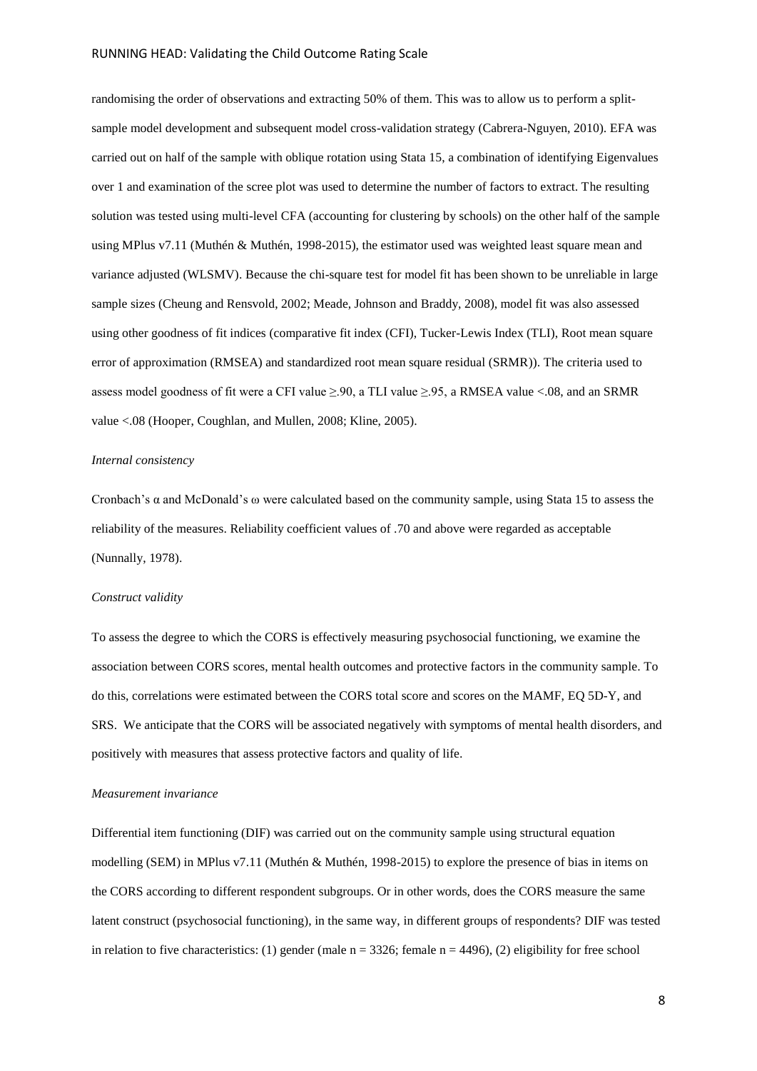randomising the order of observations and extracting 50% of them. This was to allow us to perform a split-sample model development and subsequent model cross-validation strategy (Cabrera-Nguyen, 2010). EFA was carried out on half of the sample with oblique rotation using Stata 15, a combination of identifying Eigenvalues over 1 and examination of the scree plot was used to determine the number of factors to extract. The resulting solution was tested using multi-level CFA (accounting for clustering by schools) on the other half of the sample using MPlus v7.11 (Muthén & Muthén, 1998-2015), the estimator used was weighted least square mean and variance adjusted (WLSMV). Because the chi-square test for model fit has been shown to be unreliable in large sample sizes (Cheung and Rensvold, 2002; Meade, Johnson and Braddy, 2008), model fit was also assessed using other goodness of fit indices (comparative fit index (CFI), Tucker-Lewis Index (TLI), Root mean square error of approximation (RMSEA) and standardized root mean square residual (SRMR)). The criteria used to assess model goodness of fit were a CFI value ≥.90, a TLI value ≥.95, a RMSEA value <.08, and an SRMR value <.08 (Hooper, Coughlan, and Mullen, 2008; Kline, 2005).

*Internal consistency*

Cronbach's α and McDonald's ω were calculated based on the community sample, using Stata 15 to assess the reliability of the measures. Reliability coefficient values of .70 and above were regarded as acceptable (Nunnally, 1978).

*Construct validity*

To assess the degree to which the CORS is effectively measuring psychosocial functioning, we examine the association between CORS scores, mental health outcomes and protective factors in the community sample. To do this, correlations were estimated between the CORS total score and scores on the MAMF, EQ 5D-Y, and SRS. We anticipate that the CORS will be associated negatively with symptoms of mental health disorders, and positively with measures that assess protective factors and quality of life.

*Measurement invariance*

Differential item functioning (DIF) was carried out on the community sample using structural equation modelling (SEM) in MPlus v7.11 (Muthén & Muthén, 1998-2015) to explore the presence of bias in items on the CORS according to different respondent subgroups. Or in other words, does the CORS measure the same latent construct (psychosocial functioning), in the same way, in different groups of respondents? DIF was tested in relation to five characteristics: (1) gender (male n = 3326; female n = 4496), (2) eligibility for free school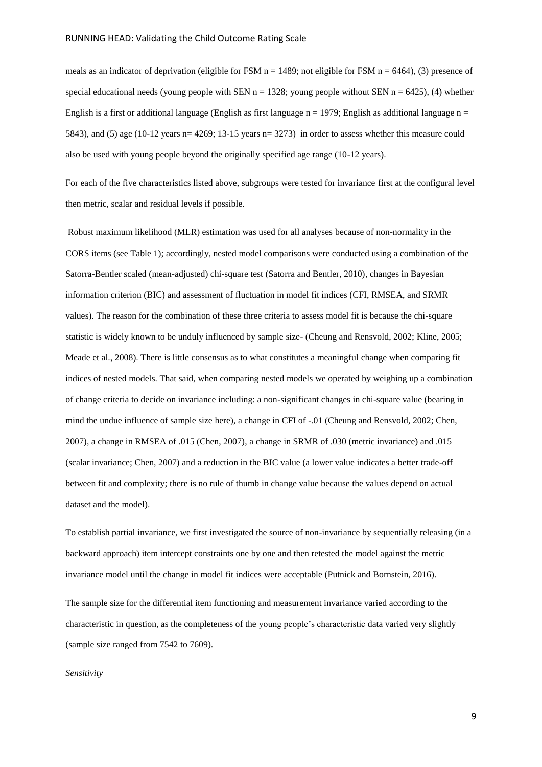meals as an indicator of deprivation (eligible for FSM n = 1489; not eligible for FSM n = 6464), (3) presence of special educational needs (young people with SEN n = 1328; young people without SEN n = 6425), (4) whether English is a first or additional language (English as first language n = 1979; English as additional language n = 5843), and (5) age (10-12 years n= 4269; 13-15 years n= 3273) in order to assess whether this measure could also be used with young people beyond the originally specified age range (10-12 years).

For each of the five characteristics listed above, subgroups were tested for invariance first at the configural level then metric, scalar and residual levels if possible.

Robust maximum likelihood (MLR) estimation was used for all analyses because of non-normality in the CORS items (see Table 1); accordingly, nested model comparisons were conducted using a combination of the Satorra-Bentler scaled (mean-adjusted) chi-square test (Satorra and Bentler, 2010), changes in Bayesian information criterion (BIC) and assessment of fluctuation in model fit indices (CFI, RMSEA, and SRMR values). The reason for the combination of these three criteria to assess model fit is because the chi-square statistic is widely known to be unduly influenced by sample size- (Cheung and Rensvold, 2002; Kline, 2005; Meade et al., 2008). There is little consensus as to what constitutes a meaningful change when comparing fit indices of nested models. That said, when comparing nested models we operated by weighing up a combination of change criteria to decide on invariance including: a non-significant changes in chi-square value (bearing in mind the undue influence of sample size here), a change in CFI of -.01 (Cheung and Rensvold, 2002; Chen, 2007), a change in RMSEA of .015 (Chen, 2007), a change in SRMR of .030 (metric invariance) and .015 (scalar invariance; Chen, 2007) and a reduction in the BIC value (a lower value indicates a better trade-off between fit and complexity; there is no rule of thumb in change value because the values depend on actual dataset and the model).

To establish partial invariance, we first investigated the source of non-invariance by sequentially releasing (in a backward approach) item intercept constraints one by one and then retested the model against the metric invariance model until the change in model fit indices were acceptable (Putnick and Bornstein, 2016).

The sample size for the differential item functioning and measurement invariance varied according to the characteristic in question, as the completeness of the young people's characteristic data varied very slightly (sample size ranged from 7542 to 7609).

*Sensitivity*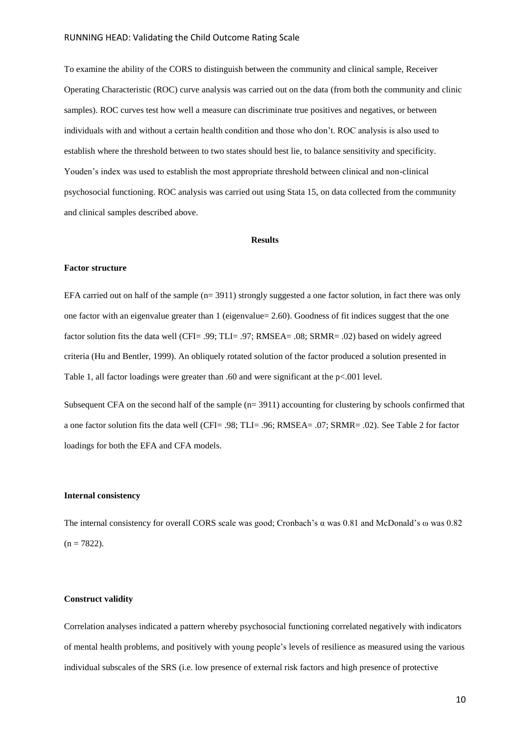To examine the ability of the CORS to distinguish between the community and clinical sample, Receiver Operating Characteristic (ROC) curve analysis was carried out on the data (from both the community and clinic samples). ROC curves test how well a measure can discriminate true positives and negatives, or between individuals with and without a certain health condition and those who don't. ROC analysis is also used to establish where the threshold between to two states should best lie, to balance sensitivity and specificity. Youden's index was used to establish the most appropriate threshold between clinical and non-clinical psychosocial functioning. ROC analysis was carried out using Stata 15, on data collected from the community and clinical samples described above.

## Results

### Factor structure

EFA carried out on half of the sample (n= 3911) strongly suggested a one factor solution, in fact there was only one factor with an eigenvalue greater than 1 (eigenvalue= 2.60). Goodness of fit indices suggest that the one factor solution fits the data well (CFI= .99; TLI= .97; RMSEA= .08; SRMR= .02) based on widely agreed criteria (Hu and Bentler, 1999). An obliquely rotated solution of the factor produced a solution presented in Table 1, all factor loadings were greater than .60 and were significant at the $p<.001$ level.

Subsequent CFA on the second half of the sample (n= 3911) accounting for clustering by schools confirmed that a one factor solution fits the data well (CFI= .98; TLI= .96; RMSEA= .07; SRMR= .02). See Table 2 for factor loadings for both the EFA and CFA models.

### Internal consistency

The internal consistency for overall CORS scale was good; Cronbach's α was 0.81 and McDonald's ω was 0.82 (n = 7822).

### Construct validity

Correlation analyses indicated a pattern whereby psychosocial functioning correlated negatively with indicators of mental health problems, and positively with young people's levels of resilience as measured using the various individual subscales of the SRS (i.e. low presence of external risk factors and high presence of protective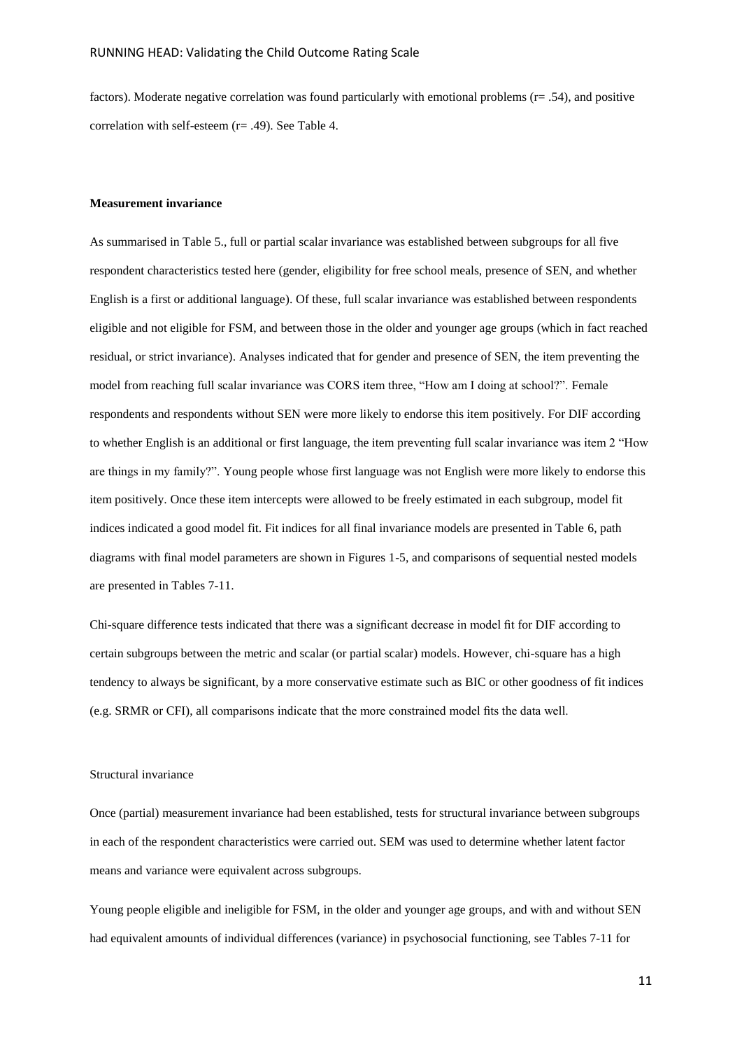factors). Moderate negative correlation was found particularly with emotional problems (r= .54), and positive correlation with self-esteem (r= .49). See Table 4.

**Measurement invariance**

As summarised in Table 5., full or partial scalar invariance was established between subgroups for all five respondent characteristics tested here (gender, eligibility for free school meals, presence of SEN, and whether English is a first or additional language). Of these, full scalar invariance was established between respondents eligible and not eligible for FSM, and between those in the older and younger age groups (which in fact reached residual, or strict invariance). Analyses indicated that for gender and presence of SEN, the item preventing the model from reaching full scalar invariance was CORS item three, "How am I doing at school?". Female respondents and respondents without SEN were more likely to endorse this item positively. For DIF according to whether English is an additional or first language, the item preventing full scalar invariance was item 2 "How are things in my family?". Young people whose first language was not English were more likely to endorse this item positively. Once these item intercepts were allowed to be freely estimated in each subgroup, model fit indices indicated a good model fit. Fit indices for all final invariance models are presented in Table 6, path diagrams with final model parameters are shown in Figures 1-5, and comparisons of sequential nested models are presented in Tables 7-11.

Chi-square difference tests indicated that there was a significant decrease in model fit for DIF according to certain subgroups between the metric and scalar (or partial scalar) models. However, chi-square has a high tendency to always be significant, by a more conservative estimate such as BIC or other goodness of fit indices (e.g. SRMR or CFI), all comparisons indicate that the more constrained model fits the data well.

Structural invariance

Once (partial) measurement invariance had been established, tests for structural invariance between subgroups in each of the respondent characteristics were carried out. SEM was used to determine whether latent factor means and variance were equivalent across subgroups.

Young people eligible and ineligible for FSM, in the older and younger age groups, and with and without SEN had equivalent amounts of individual differences (variance) in psychosocial functioning, see Tables 7-11 for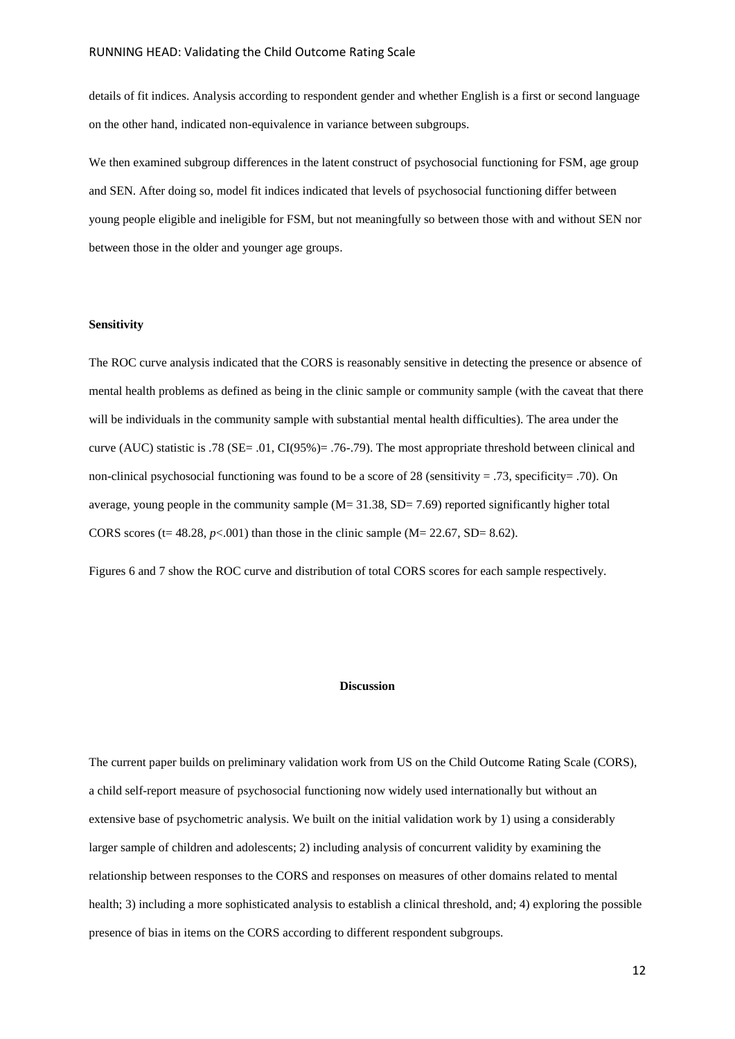details of fit indices. Analysis according to respondent gender and whether English is a first or second language on the other hand, indicated non-equivalence in variance between subgroups.

We then examined subgroup differences in the latent construct of psychosocial functioning for FSM, age group and SEN. After doing so, model fit indices indicated that levels of psychosocial functioning differ between young people eligible and ineligible for FSM, but not meaningfully so between those with and without SEN nor between those in the older and younger age groups.

**Sensitivity**

The ROC curve analysis indicated that the CORS is reasonably sensitive in detecting the presence or absence of mental health problems as defined as being in the clinic sample or community sample (with the caveat that there will be individuals in the community sample with substantial mental health difficulties). The area under the curve (AUC) statistic is .78 (SE= .01, CI(95%)= .76-.79). The most appropriate threshold between clinical and non-clinical psychosocial functioning was found to be a score of 28 (sensitivity = .73, specificity= .70). On average, young people in the community sample (M= 31.38, SD= 7.69) reported significantly higher total CORS scores (t= 48.28, $p<.001$) than those in the clinic sample (M= 22.67, SD= 8.62).

Figures 6 and 7 show the ROC curve and distribution of total CORS scores for each sample respectively.

## Discussion

The current paper builds on preliminary validation work from US on the Child Outcome Rating Scale (CORS), a child self-report measure of psychosocial functioning now widely used internationally but without an extensive base of psychometric analysis. We built on the initial validation work by 1) using a considerably larger sample of children and adolescents; 2) including analysis of concurrent validity by examining the relationship between responses to the CORS and responses on measures of other domains related to mental health; 3) including a more sophisticated analysis to establish a clinical threshold, and; 4) exploring the possible presence of bias in items on the CORS according to different respondent subgroups.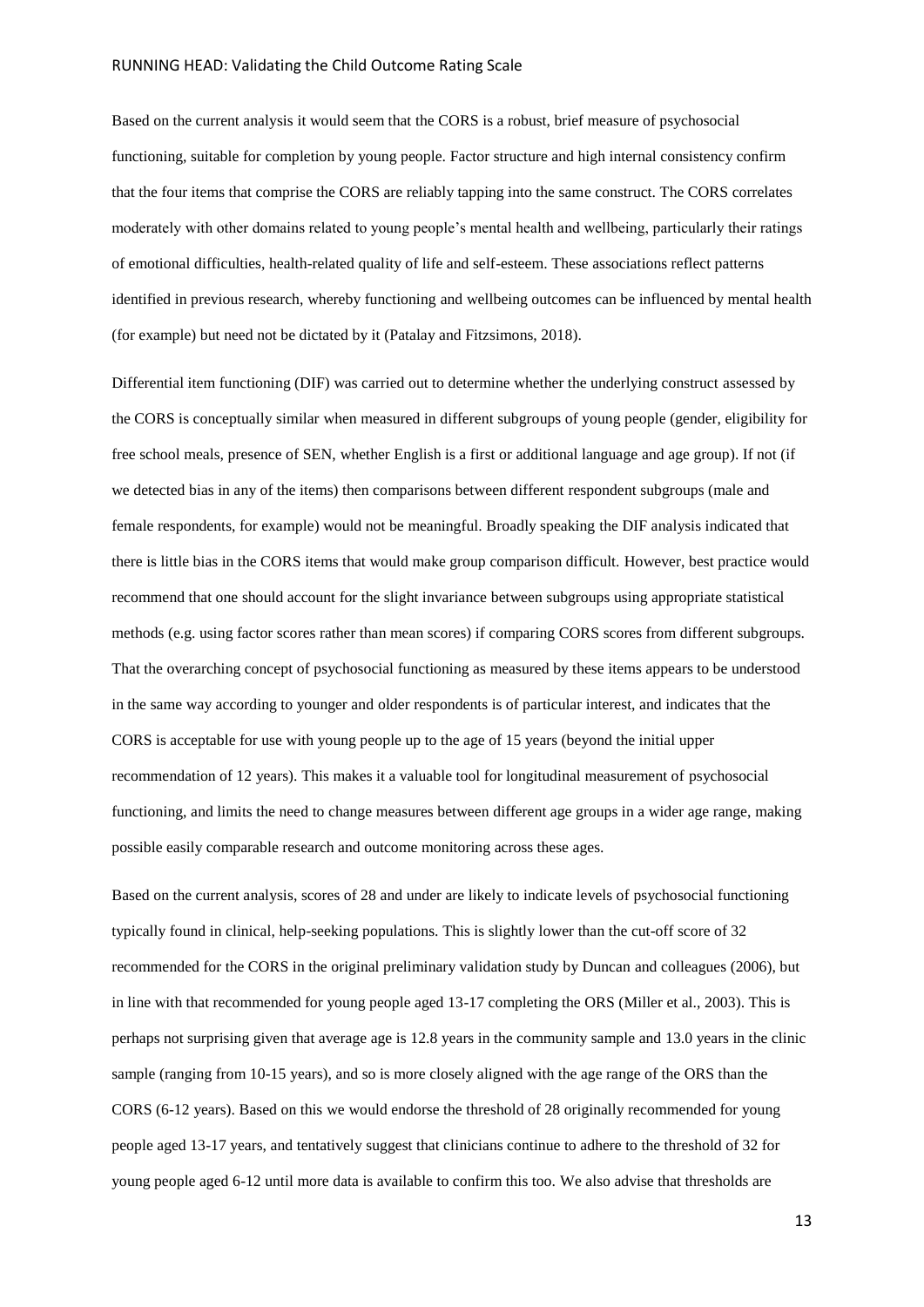Based on the current analysis it would seem that the CORS is a robust, brief measure of psychosocial functioning, suitable for completion by young people. Factor structure and high internal consistency confirm that the four items that comprise the CORS are reliably tapping into the same construct. The CORS correlates moderately with other domains related to young people's mental health and wellbeing, particularly their ratings of emotional difficulties, health-related quality of life and self-esteem. These associations reflect patterns identified in previous research, whereby functioning and wellbeing outcomes can be influenced by mental health (for example) but need not be dictated by it (Patalay and Fitzsimons, 2018).

Differential item functioning (DIF) was carried out to determine whether the underlying construct assessed by the CORS is conceptually similar when measured in different subgroups of young people (gender, eligibility for free school meals, presence of SEN, whether English is a first or additional language and age group). If not (if we detected bias in any of the items) then comparisons between different respondent subgroups (male and female respondents, for example) would not be meaningful. Broadly speaking the DIF analysis indicated that there is little bias in the CORS items that would make group comparison difficult. However, best practice would recommend that one should account for the slight invariance between subgroups using appropriate statistical methods (e.g. using factor scores rather than mean scores) if comparing CORS scores from different subgroups. That the overarching concept of psychosocial functioning as measured by these items appears to be understood in the same way according to younger and older respondents is of particular interest, and indicates that the CORS is acceptable for use with young people up to the age of 15 years (beyond the initial upper recommendation of 12 years). This makes it a valuable tool for longitudinal measurement of psychosocial functioning, and limits the need to change measures between different age groups in a wider age range, making possible easily comparable research and outcome monitoring across these ages.

Based on the current analysis, scores of 28 and under are likely to indicate levels of psychosocial functioning typically found in clinical, help-seeking populations. This is slightly lower than the cut-off score of 32 recommended for the CORS in the original preliminary validation study by Duncan and colleagues (2006), but in line with that recommended for young people aged 13-17 completing the ORS (Miller et al., 2003). This is perhaps not surprising given that average age is 12.8 years in the community sample and 13.0 years in the clinic sample (ranging from 10-15 years), and so is more closely aligned with the age range of the ORS than the CORS (6-12 years). Based on this we would endorse the threshold of 28 originally recommended for young people aged 13-17 years, and tentatively suggest that clinicians continue to adhere to the threshold of 32 for young people aged 6-12 until more data is available to confirm this too. We also advise that thresholds are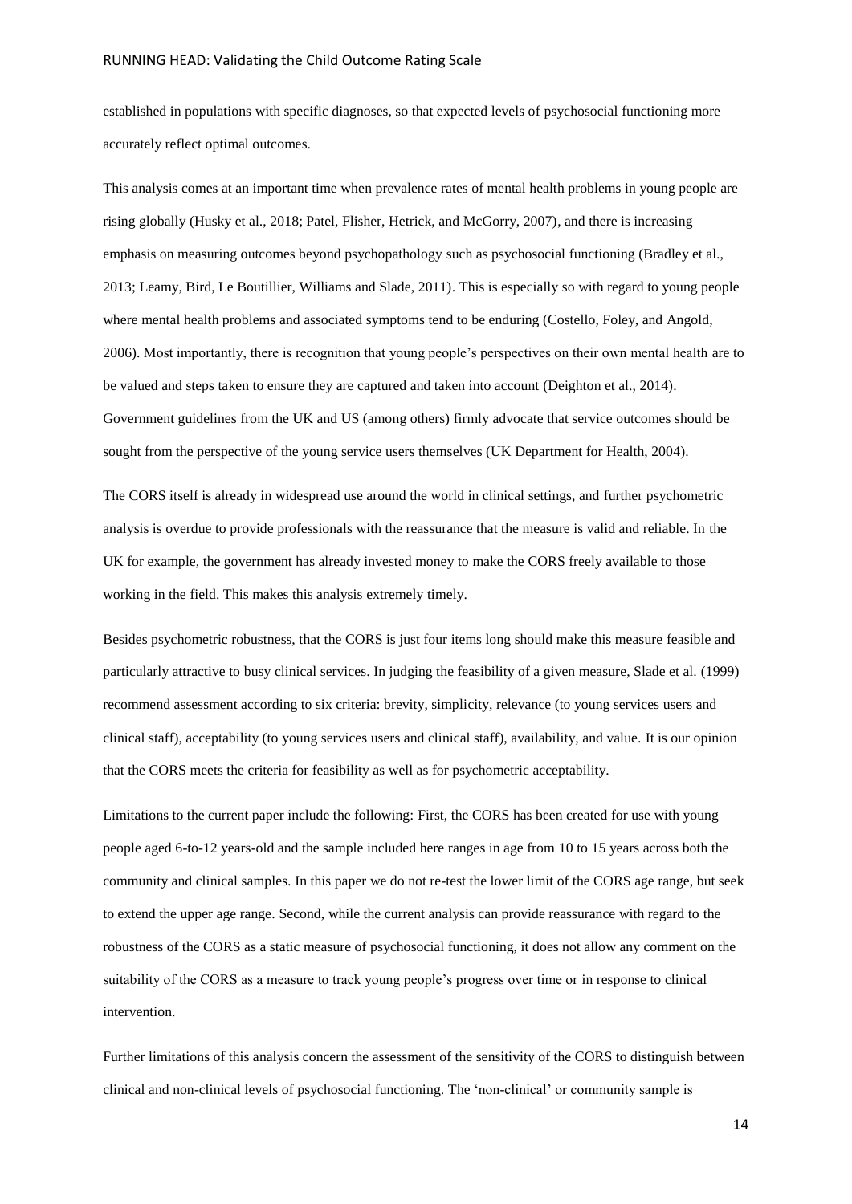established in populations with specific diagnoses, so that expected levels of psychosocial functioning more accurately reflect optimal outcomes.

This analysis comes at an important time when prevalence rates of mental health problems in young people are rising globally (Husky et al., 2018; Patel, Flisher, Hetrick, and McGorry, 2007), and there is increasing emphasis on measuring outcomes beyond psychopathology such as psychosocial functioning (Bradley et al., 2013; Leamy, Bird, Le Boutillier, Williams and Slade, 2011). This is especially so with regard to young people where mental health problems and associated symptoms tend to be enduring (Costello, Foley, and Angold, 2006). Most importantly, there is recognition that young people's perspectives on their own mental health are to be valued and steps taken to ensure they are captured and taken into account (Deighton et al., 2014). Government guidelines from the UK and US (among others) firmly advocate that service outcomes should be sought from the perspective of the young service users themselves (UK Department for Health, 2004).

The CORS itself is already in widespread use around the world in clinical settings, and further psychometric analysis is overdue to provide professionals with the reassurance that the measure is valid and reliable. In the UK for example, the government has already invested money to make the CORS freely available to those working in the field. This makes this analysis extremely timely.

Besides psychometric robustness, that the CORS is just four items long should make this measure feasible and particularly attractive to busy clinical services. In judging the feasibility of a given measure, Slade et al. (1999) recommend assessment according to six criteria: brevity, simplicity, relevance (to young services users and clinical staff), acceptability (to young services users and clinical staff), availability, and value. It is our opinion that the CORS meets the criteria for feasibility as well as for psychometric acceptability.

Limitations to the current paper include the following: First, the CORS has been created for use with young people aged 6-to-12 years-old and the sample included here ranges in age from 10 to 15 years across both the community and clinical samples. In this paper we do not re-test the lower limit of the CORS age range, but seek to extend the upper age range. Second, while the current analysis can provide reassurance with regard to the robustness of the CORS as a static measure of psychosocial functioning, it does not allow any comment on the suitability of the CORS as a measure to track young people's progress over time or in response to clinical intervention.

Further limitations of this analysis concern the assessment of the sensitivity of the CORS to distinguish between clinical and non-clinical levels of psychosocial functioning. The 'non-clinical' or community sample is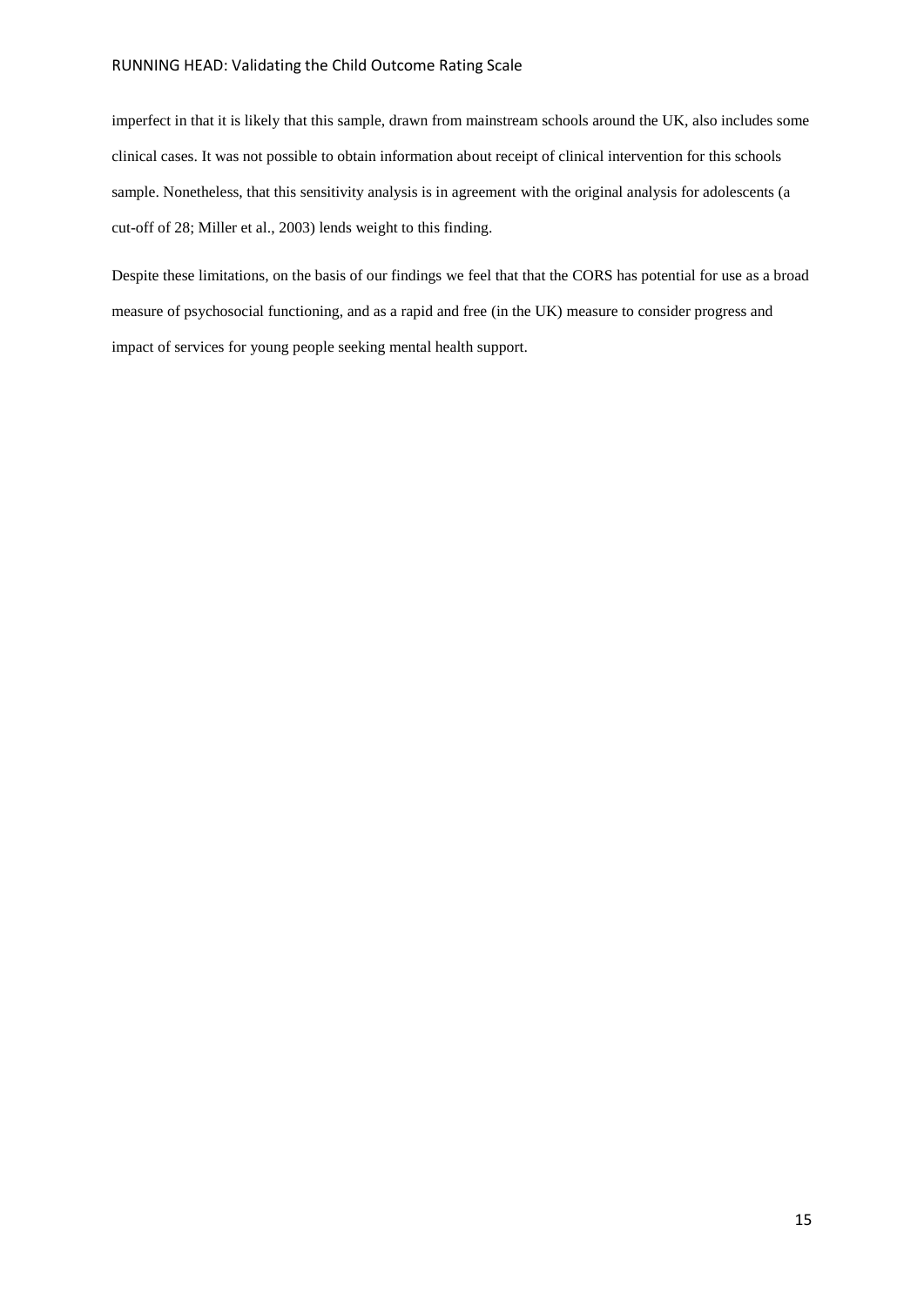imperfect in that it is likely that this sample, drawn from mainstream schools around the UK, also includes some clinical cases. It was not possible to obtain information about receipt of clinical intervention for this schools sample. Nonetheless, that this sensitivity analysis is in agreement with the original analysis for adolescents (a cut-off of 28; Miller et al., 2003) lends weight to this finding.

Despite these limitations, on the basis of our findings we feel that that the CORS has potential for use as a broad measure of psychosocial functioning, and as a rapid and free (in the UK) measure to consider progress and impact of services for young people seeking mental health support.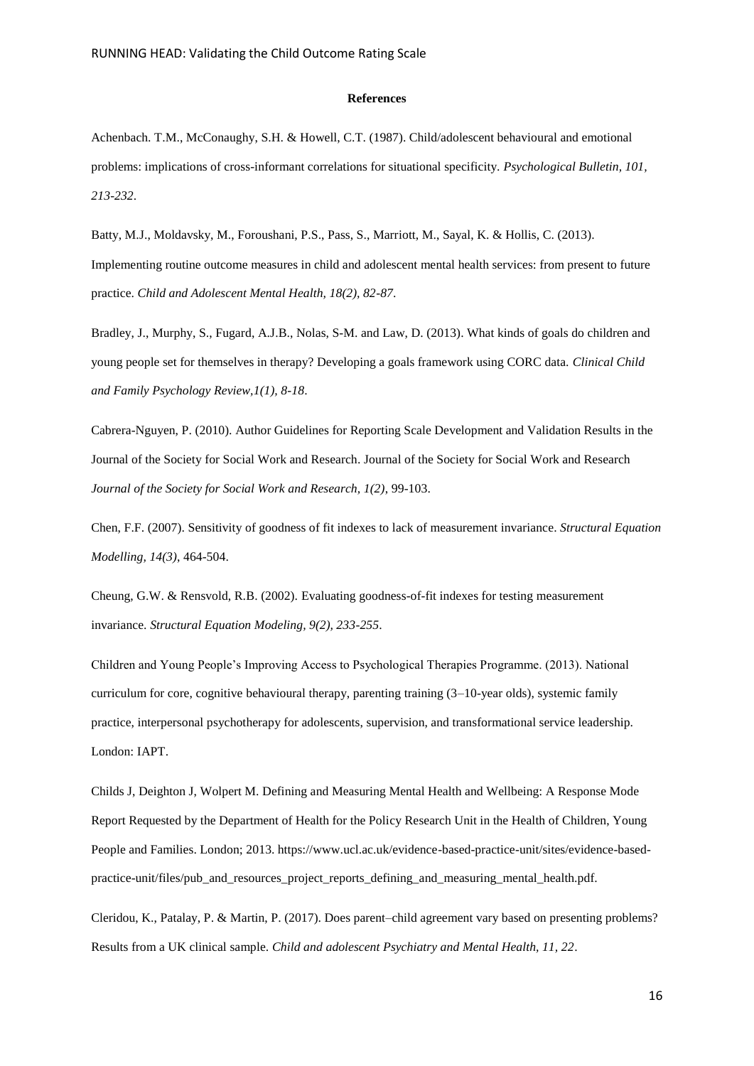**References**

Achenbach. T.M., McConaughy, S.H. & Howell, C.T. (1987). Child/adolescent behavioural and emotional problems: implications of cross-informant correlations for situational specificity. *Psychological Bulletin, 101, 213-232*.

Batty, M.J., Moldavsky, M., Foroushani, P.S., Pass, S., Marriott, M., Sayal, K. & Hollis, C. (2013). Implementing routine outcome measures in child and adolescent mental health services: from present to future practice. *Child and Adolescent Mental Health, 18(2), 82-87*.

Bradley, J., Murphy, S., Fugard, A.J.B., Nolas, S-M. and Law, D. (2013). What kinds of goals do children and young people set for themselves in therapy? Developing a goals framework using CORC data. *Clinical Child and Family Psychology Review,1(1), 8-18*.

Cabrera-Nguyen, P. (2010). Author Guidelines for Reporting Scale Development and Validation Results in the Journal of the Society for Social Work and Research. Journal of the Society for Social Work and Research *Journal of the Society for Social Work and Research, 1(2)*, 99-103.

Chen, F.F. (2007). Sensitivity of goodness of fit indexes to lack of measurement invariance. *Structural Equation Modelling, 14(3)*, 464-504.

Cheung, G.W. & Rensvold, R.B. (2002). Evaluating goodness-of-fit indexes for testing measurement invariance. *Structural Equation Modeling, 9(2), 233-255*.

Children and Young People's Improving Access to Psychological Therapies Programme. (2013). National curriculum for core, cognitive behavioural therapy, parenting training (3–10-year olds), systemic family practice, interpersonal psychotherapy for adolescents, supervision, and transformational service leadership. London: IAPT.

Childs J, Deighton J, Wolpert M. Defining and Measuring Mental Health and Wellbeing: A Response Mode Report Requested by the Department of Health for the Policy Research Unit in the Health of Children, Young People and Families. London; 2013. https://www.ucl.ac.uk/evidence-based-practice-unit/sites/evidence-based-practice-unit/files/pub_and_resources_project_reports_defining_and_measuring_mental_health.pdf.

Cleridou, K., Patalay, P. & Martin, P. (2017). Does parent–child agreement vary based on presenting problems? Results from a UK clinical sample. *Child and adolescent Psychiatry and Mental Health, 11, 22*.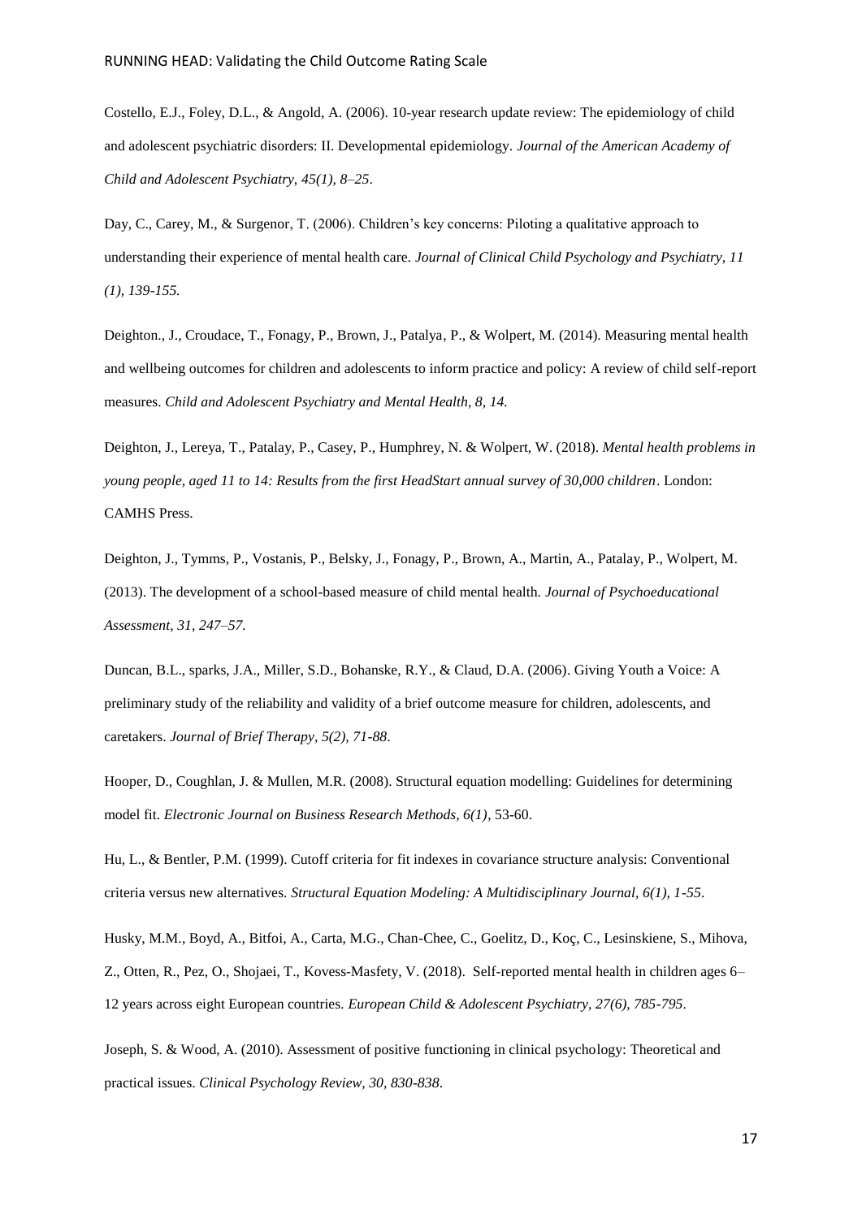Costello, E.J., Foley, D.L., & Angold, A. (2006). 10-year research update review: The epidemiology of child and adolescent psychiatric disorders: II. Developmental epidemiology. *Journal of the American Academy of Child and Adolescent Psychiatry, 45(1), 8–25*.

Day, C., Carey, M., & Surgenor, T. (2006). Children's key concerns: Piloting a qualitative approach to understanding their experience of mental health care. *Journal of Clinical Child Psychology and Psychiatry, 11 (1), 139-155.*

Deighton., J., Croudace, T., Fonagy, P., Brown, J., Patalya, P., & Wolpert, M. (2014). Measuring mental health and wellbeing outcomes for children and adolescents to inform practice and policy: A review of child self-report measures. *Child and Adolescent Psychiatry and Mental Health, 8, 14.*

Deighton, J., Lereya, T., Patalay, P., Casey, P., Humphrey, N. & Wolpert, W. (2018). *Mental health problems in young people, aged 11 to 14: Results from the first HeadStart annual survey of 30,000 children*. London: CAMHS Press.

Deighton, J., Tymms, P., Vostanis, P., Belsky, J., Fonagy, P., Brown, A., Martin, A., Patalay, P., Wolpert, M. (2013). The development of a school-based measure of child mental health. *Journal of Psychoeducational Assessment, 31, 247–57.*

Duncan, B.L., sparks, J.A., Miller, S.D., Bohanske, R.Y., & Claud, D.A. (2006). Giving Youth a Voice: A preliminary study of the reliability and validity of a brief outcome measure for children, adolescents, and caretakers. *Journal of Brief Therapy, 5(2), 71-88*.

Hooper, D., Coughlan, J. & Mullen, M.R. (2008). Structural equation modelling: Guidelines for determining model fit. *Electronic Journal on Business Research Methods, 6(1)*, 53-60.

Hu, L., & Bentler, P.M. (1999). Cutoff criteria for fit indexes in covariance structure analysis: Conventional criteria versus new alternatives. *Structural Equation Modeling: A Multidisciplinary Journal, 6(1), 1-55*.

Husky, M.M., Boyd, A., Bitfoi, A., Carta, M.G., Chan-Chee, C., Goelitz, D., Koç, C., Lesinskiene, S., Mihova, Z., Otten, R., Pez, O., Shojaei, T., Kovess-Masfety, V. (2018). Self-reported mental health in children ages 6–12 years across eight European countries. *European Child & Adolescent Psychiatry, 27(6), 785-795*.

Joseph, S. & Wood, A. (2010). Assessment of positive functioning in clinical psychology: Theoretical and practical issues. *Clinical Psychology Review, 30, 830-838*.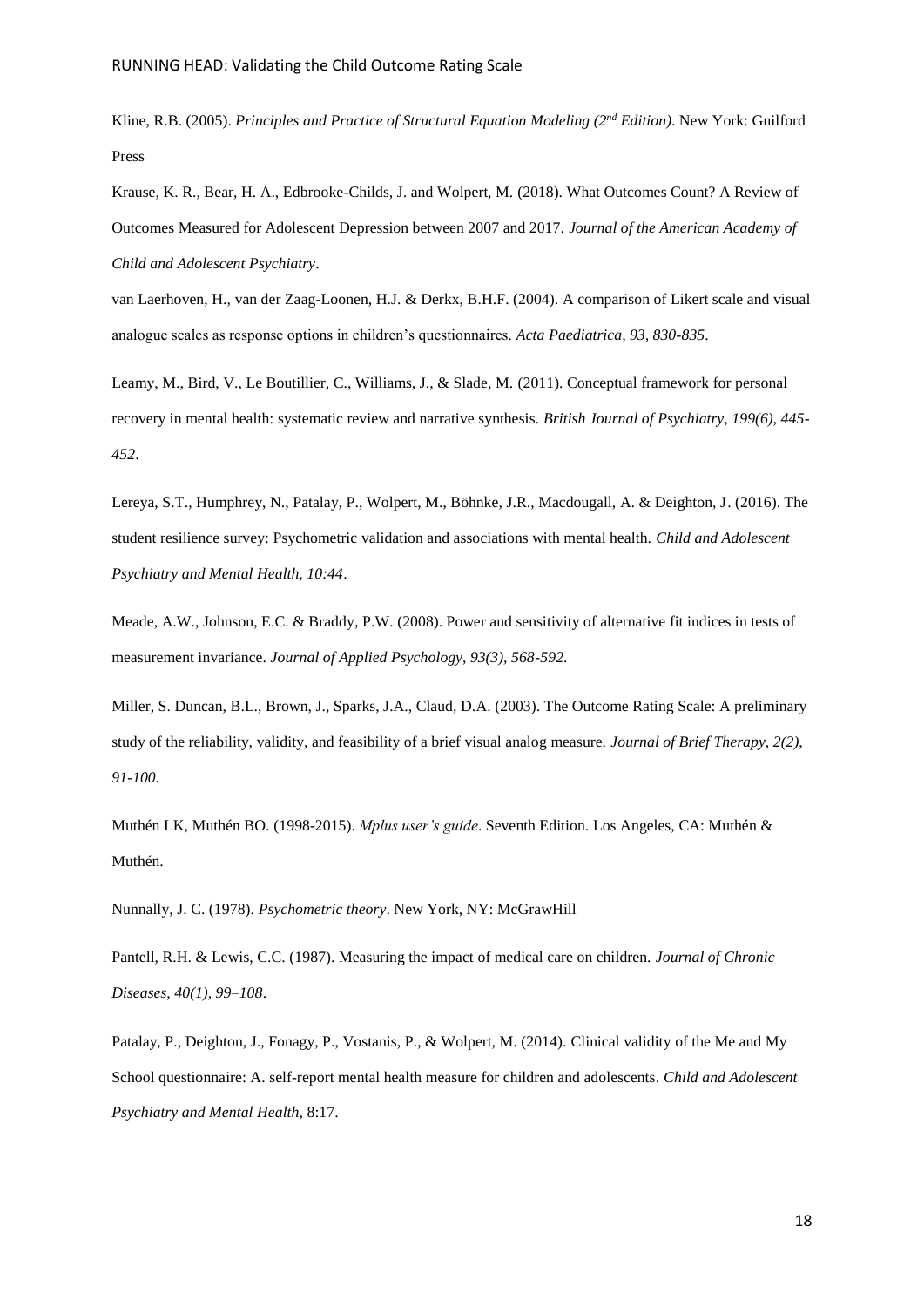Kline, R.B. (2005). *Principles and Practice of Structural Equation Modeling (2nd Edition)*. New York: Guilford Press

Krause, K. R., Bear, H. A., Edbrooke-Childs, J. and Wolpert, M. (2018). What Outcomes Count? A Review of Outcomes Measured for Adolescent Depression between 2007 and 2017. *Journal of the American Academy of Child and Adolescent Psychiatry*.

van Laerhoven, H., van der Zaag-Loonen, H.J. & Derkx, B.H.F. (2004). A comparison of Likert scale and visual analogue scales as response options in children's questionnaires. *Acta Paediatrica, 93, 830-835*.

Leamy, M., Bird, V., Le Boutillier, C., Williams, J., & Slade, M. (2011). Conceptual framework for personal recovery in mental health: systematic review and narrative synthesis. *British Journal of Psychiatry, 199(6), 445-452*.

Lereya, S.T., Humphrey, N., Patalay, P., Wolpert, M., Böhnke, J.R., Macdougall, A. & Deighton, J. (2016). The student resilience survey: Psychometric validation and associations with mental health. *Child and Adolescent Psychiatry and Mental Health, 10:44*.

Meade, A.W., Johnson, E.C. & Braddy, P.W. (2008). Power and sensitivity of alternative fit indices in tests of measurement invariance. *Journal of Applied Psychology, 93(3), 568-592*.

Miller, S. Duncan, B.L., Brown, J., Sparks, J.A., Claud, D.A. (2003). The Outcome Rating Scale: A preliminary study of the reliability, validity, and feasibility of a brief visual analog measure. *Journal of Brief Therapy, 2(2), 91-100.*

Muthén LK, Muthén BO. (1998-2015). *Mplus user's guide*. Seventh Edition. Los Angeles, CA: Muthén & Muthén.

Nunnally, J. C. (1978). *Psychometric theory*. New York, NY: McGrawHill

Pantell, R.H. & Lewis, C.C. (1987). Measuring the impact of medical care on children. *Journal of Chronic Diseases, 40(1), 99–108*.

Patalay, P., Deighton, J., Fonagy, P., Vostanis, P., & Wolpert, M. (2014). Clinical validity of the Me and My School questionnaire: A. self-report mental health measure for children and adolescents. *Child and Adolescent Psychiatry and Mental Health*, 8:17.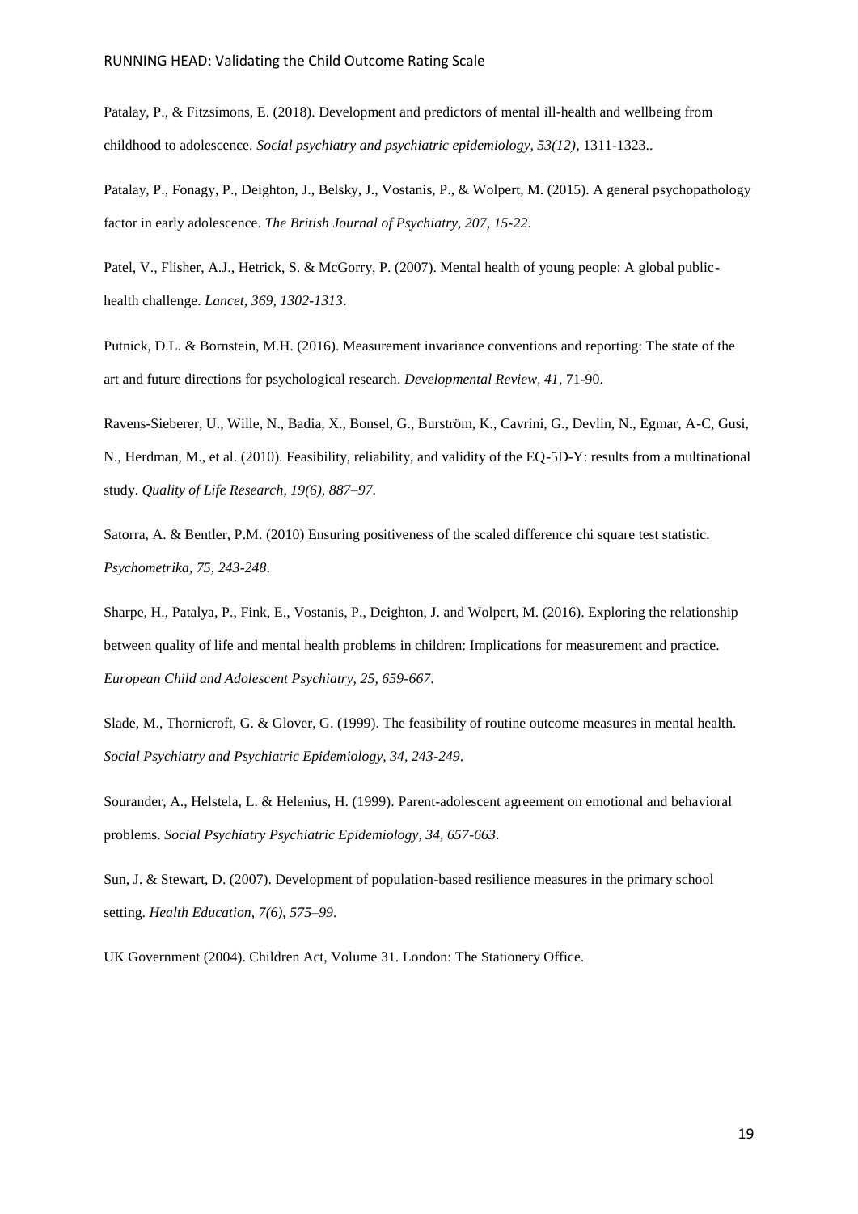Patalay, P., & Fitzsimons, E. (2018). Development and predictors of mental ill-health and wellbeing from childhood to adolescence. *Social psychiatry and psychiatric epidemiology, 53(12),* 1311-1323..

Patalay, P., Fonagy, P., Deighton, J., Belsky, J., Vostanis, P., & Wolpert, M. (2015). A general psychopathology factor in early adolescence. *The British Journal of Psychiatry, 207, 15-22*.

Patel, V., Flisher, A.J., Hetrick, S. & McGorry, P. (2007). Mental health of young people: A global public-health challenge. *Lancet, 369, 1302-1313*.

Putnick, D.L. & Bornstein, M.H. (2016). Measurement invariance conventions and reporting: The state of the art and future directions for psychological research. *Developmental Review, 41*, 71-90.

Ravens-Sieberer, U., Wille, N., Badia, X., Bonsel, G., Burström, K., Cavrini, G., Devlin, N., Egmar, A-C, Gusi, N., Herdman, M., et al. (2010). Feasibility, reliability, and validity of the EQ-5D-Y: results from a multinational study. *Quality of Life Research, 19(6), 887–97*.

Satorra, A. & Bentler, P.M. (2010) Ensuring positiveness of the scaled difference chi square test statistic. *Psychometrika, 75, 243-248*.

Sharpe, H., Patalya, P., Fink, E., Vostanis, P., Deighton, J. and Wolpert, M. (2016). Exploring the relationship between quality of life and mental health problems in children: Implications for measurement and practice. *European Child and Adolescent Psychiatry, 25, 659-667*.

Slade, M., Thornicroft, G. & Glover, G. (1999). The feasibility of routine outcome measures in mental health. *Social Psychiatry and Psychiatric Epidemiology, 34, 243-249*.

Sourander, A., Helstela, L. & Helenius, H. (1999). Parent-adolescent agreement on emotional and behavioral problems. *Social Psychiatry Psychiatric Epidemiology, 34, 657-663*.

Sun, J. & Stewart, D. (2007). Development of population-based resilience measures in the primary school setting. *Health Education, 7(6), 575–99*.

UK Government (2004). Children Act, Volume 31. London: The Stationery Office.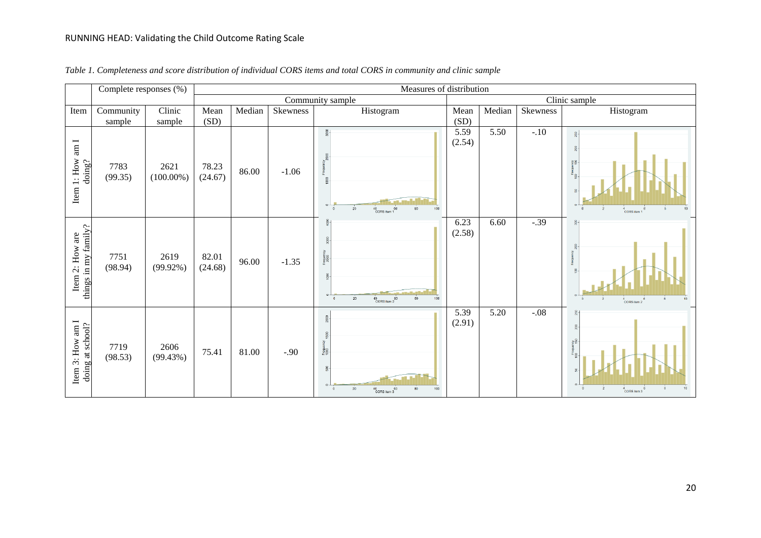*Table 1. Completeness and score distribution of individual CORS items and total CORS in community and clinic sample*

| | Complete responses (%) | | Measures of distribution | | | | | | | |
|---|---|---|---|---|---|---|---|---|---|---|
| | | | Community sample | | | | Clinic sample | | | |
| Item | Community sample | Clinic sample | Mean (SD) | Median | Skewness | Histogram | Mean (SD) | Median | Skewness | Histogram |
| Item 1: How am I doing? | 7783 (99.35) | 2621 (100.00%) | 78.23 (24.67) | 86.00 | -1.06 | | 5.59 (2.54) | 5.50 | -.10 | |
| Item 2: How are things in my family? | 7751 (98.94) | 2619 (99.92%) | 82.01 (24.68) | 96.00 | -1.35 | | 6.23 (2.58) | 6.60 | -.39 | |
| Item 3: How am I doing at school? | 7719 (98.53) | 2606 (99.43%) | 75.41 | 81.00 | -.90 | | 5.39 (2.91) | 5.20 | -.08 | |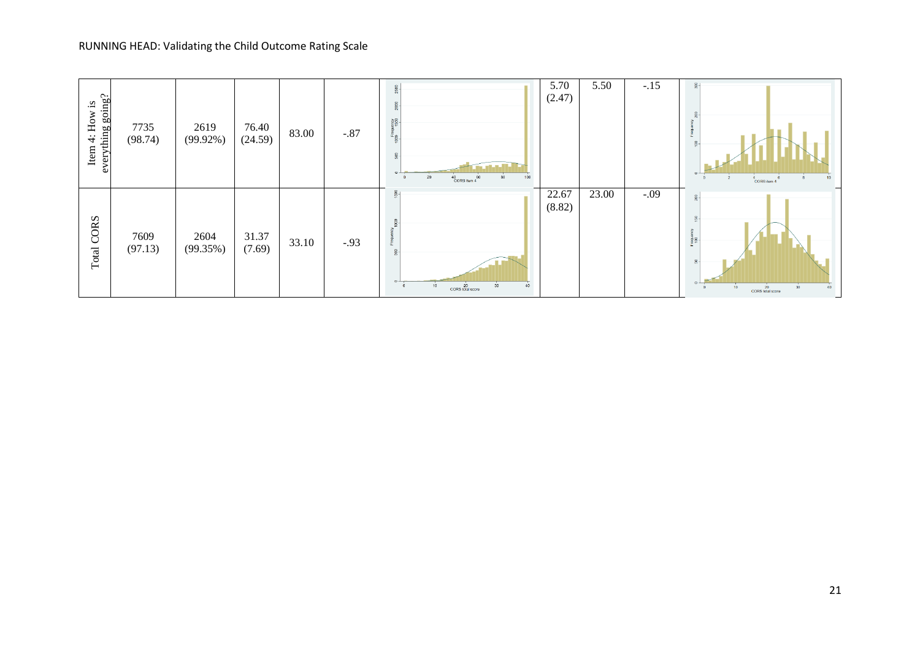| | | | | | | | | | | |
|---|---|---|---|---|---|---|---|---|---|---|
| Item 4: How is everything going? | 7735 (98.74) | 2619 (99.92%) | 76.40 (24.59) | 83.00 | -.87 | | 5.70 (2.47) | 5.50 | -.15 | |
| Total CORS | 7609 (97.13) | 2604 (99.35%) | 31.37 (7.69) | 33.10 | -.93 | | 22.67 (8.82) | 23.00 | -.09 | |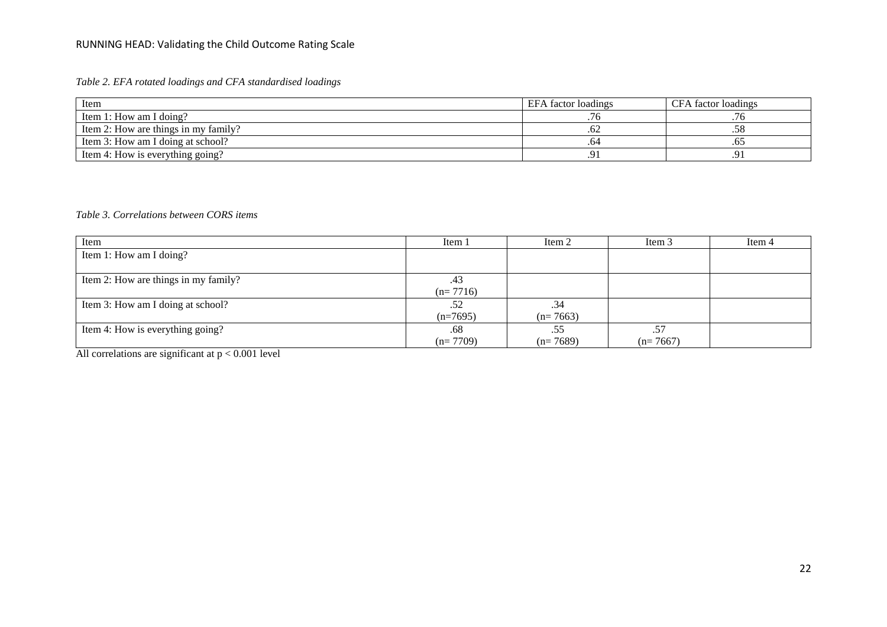*Table 2. EFA rotated loadings and CFA standardised loadings*

| Item | EFA factor loadings | CFA factor loadings |
|---|---|---|
| Item 1: How am I doing? | .76 | .76 |
| Item 2: How are things in my family? | .62 | .58 |
| Item 3: How am I doing at school? | .64 | .65 |
| Item 4: How is everything going? | .91 | .91 |

*Table 3. Correlations between CORS items*

| Item | Item 1 | Item 2 | Item 3 | Item 4 |
|---|---|---|---|---|
| Item 1: How am I doing? | | | | |
| Item 2: How are things in my family? | .43 (n= 7716) | | | |
| Item 3: How am I doing at school? | .52 (n=7695) | .34 (n= 7663) | | |
| Item 4: How is everything going? | .68 (n= 7709) | .55 (n= 7689) | .57 (n= 7667) | |

All correlations are significant at $p < 0.001$ level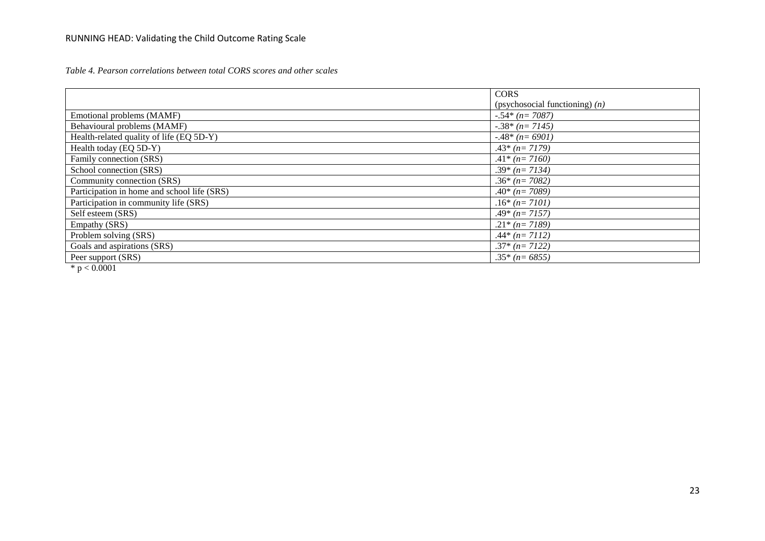*Table 4. Pearson correlations between total CORS scores and other scales*

| | CORS (psychosocial functioning) *(n)* |
|---|---|
| Emotional problems (MAMF) | -.54* *(n= 7087)* |
| Behavioural problems (MAMF) | -.38* *(n= 7145)* |
| Health-related quality of life (EQ 5D-Y) | -.48* *(n= 6901)* |
| Health today (EQ 5D-Y) | .43* *(n= 7179)* |
| Family connection (SRS) | .41* *(n= 7160)* |
| School connection (SRS) | .39* *(n= 7134)* |
| Community connection (SRS) | .36* *(n= 7082)* |
| Participation in home and school life (SRS) | .40* *(n= 7089)* |
| Participation in community life (SRS) | .16* *(n= 7101)* |
| Self esteem (SRS) | .49* *(n= 7157)* |
| Empathy (SRS) | .21* *(n= 7189)* |
| Problem solving (SRS) | .44* *(n= 7112)* |
| Goals and aspirations (SRS) | .37* *(n= 7122)* |
| Peer support (SRS) | .35* *(n= 6855)* |

* $p < 0.0001$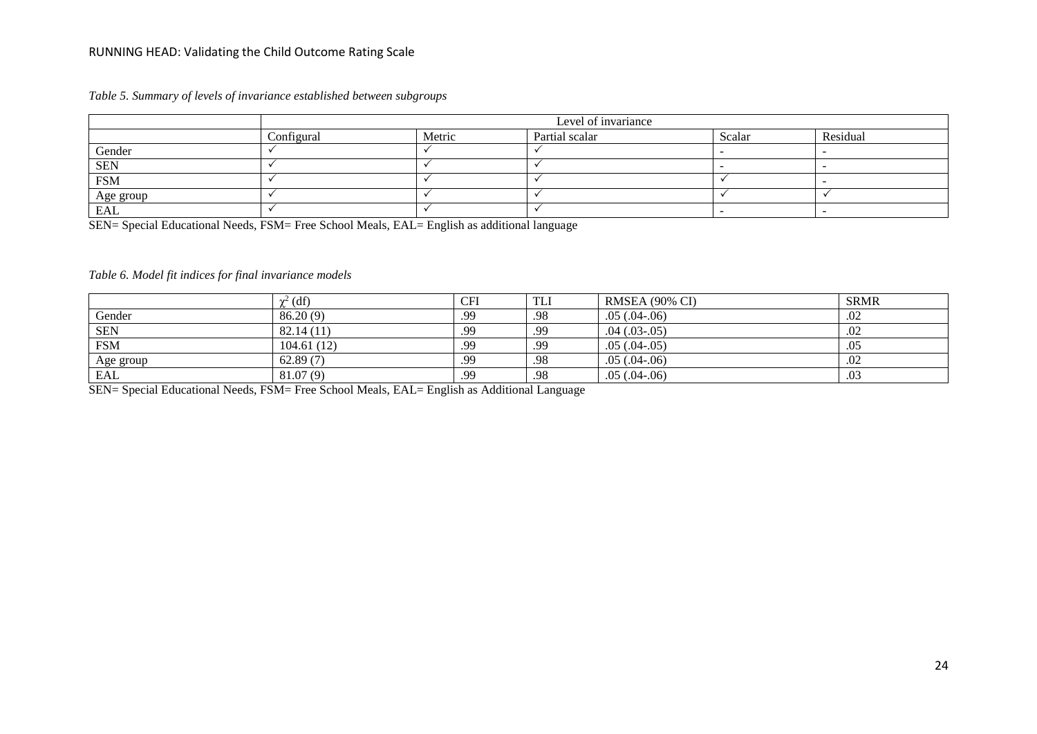*Table 5. Summary of levels of invariance established between subgroups*

| | Level of invariance | | | | |
|---|---|---|---|---|---|
| | Configural | Metric | Partial scalar | Scalar | Residual |
| Gender | ✓ | ✓ | ✓ | - | - |
| SEN | ✓ | ✓ | ✓ | - | - |
| FSM | ✓ | ✓ | ✓ | ✓ | - |
| Age group | ✓ | ✓ | ✓ | ✓ | ✓ |
| EAL | ✓ | ✓ | ✓ | - | - |

SEN= Special Educational Needs, FSM= Free School Meals, EAL= English as additional language

*Table 6. Model fit indices for final invariance models*

| | $\chi^2$ (df) | CFI | TLI | RMSEA (90% CI) | SRMR |
|---|---|---|---|---|---|
| Gender | 86.20 (9) | .99 | .98 | .05 (.04-.06) | .02 |
| SEN | 82.14 (11) | .99 | .99 | .04 (.03-.05) | .02 |
| FSM | 104.61 (12) | .99 | .99 | .05 (.04-.05) | .05 |
| Age group | 62.89 (7) | .99 | .98 | .05 (.04-.06) | .02 |
| EAL | 81.07 (9) | .99 | .98 | .05 (.04-.06) | .03 |

SEN= Special Educational Needs, FSM= Free School Meals, EAL= English as Additional Language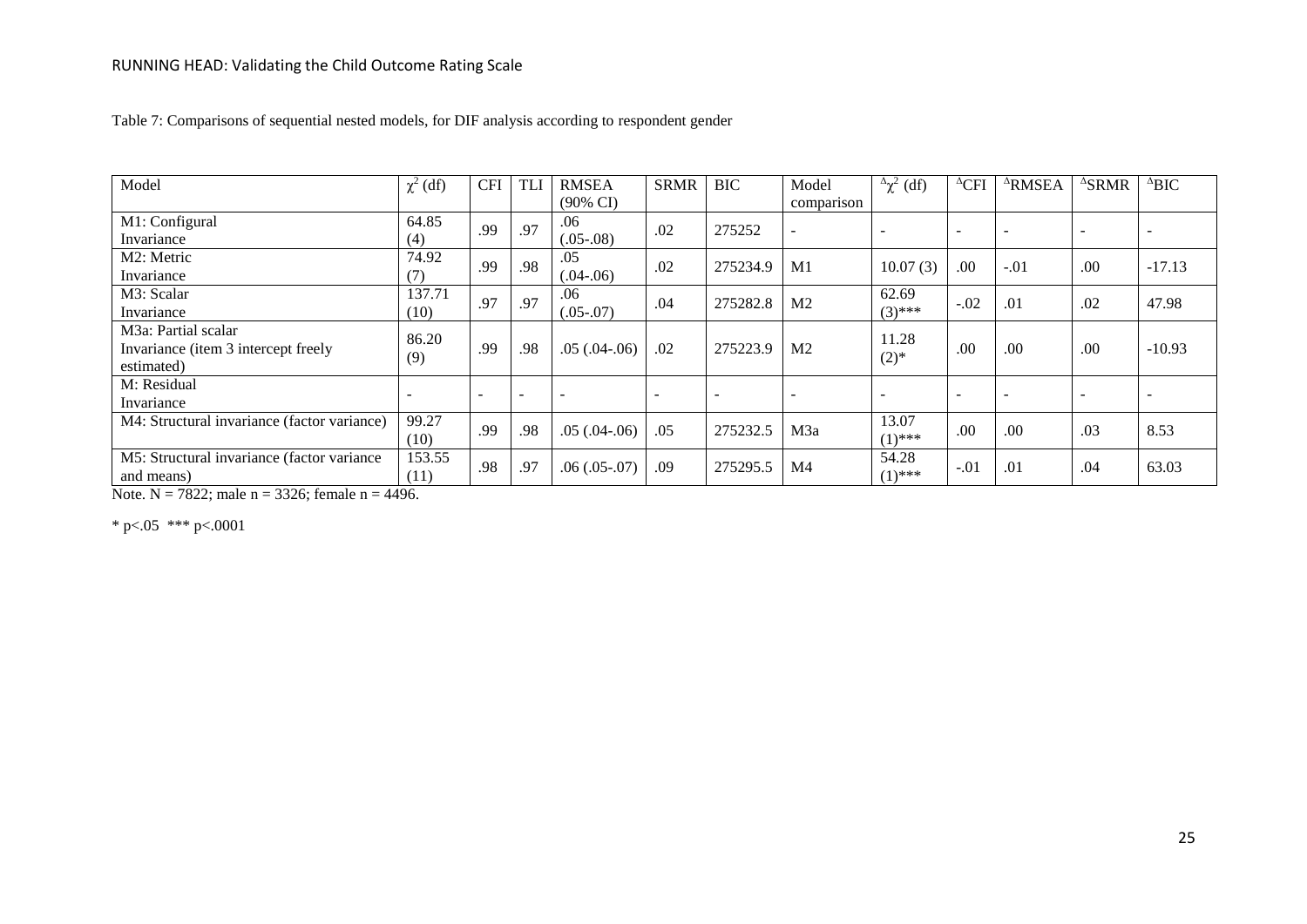Table 7: Comparisons of sequential nested models, for DIF analysis according to respondent gender

| Model | $\chi^2$ (df) | CFI | TLI | RMSEA (90% CI) | SRMR | BIC | Model comparison | $^{\Delta}\chi^2$ (df) | $^{\Delta}$CFI | $^{\Delta}$RMSEA | $^{\Delta}$SRMR | $^{\Delta}$BIC |
|---|---|---|---|---|---|---|---|---|---|---|---|---|
| M1: Configural Invariance | 64.85 (4) | .99 | .97 | .06 (.05-.08) | .02 | 275252 | - | - | - | - | - | - |
| M2: Metric Invariance | 74.92 (7) | .99 | .98 | .05 (.04-.06) | .02 | 275234.9 | M1 | 10.07 (3) | .00 | -.01 | .00 | -17.13 |
| M3: Scalar Invariance | 137.71 (10) | .97 | .97 | .06 (.05-.07) | .04 | 275282.8 | M2 | 62.69 (3)*** | -.02 | .01 | .02 | 47.98 |
| M3a: Partial scalar Invariance (item 3 intercept freely estimated) | 86.20 (9) | .99 | .98 | .05 (.04-.06) | .02 | 275223.9 | M2 | 11.28 (2)* | .00 | .00 | .00 | -10.93 |
| M: Residual Invariance | - | - | - | - | - | - | - | - | - | - | - | - |
| M4: Structural invariance (factor variance) | 99.27 (10) | .99 | .98 | .05 (.04-.06) | .05 | 275232.5 | M3a | 13.07 (1)*** | .00 | .00 | .03 | 8.53 |
| M5: Structural invariance (factor variance and means) | 153.55 (11) | .98 | .97 | .06 (.05-.07) | .09 | 275295.5 | M4 | 54.28 (1)*** | -.01 | .01 | .04 | 63.03 |

Note. N = 7822; male n = 3326; female n = 4496.

* $p<.05$ *** $p<.0001$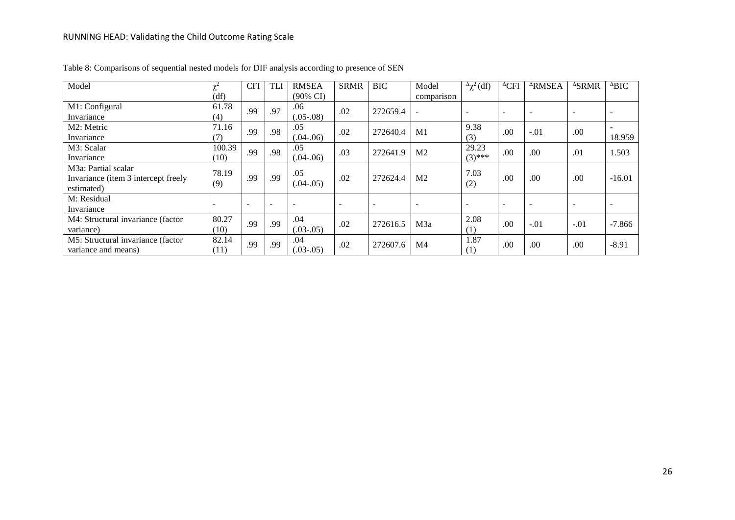Table 8: Comparisons of sequential nested models for DIF analysis according to presence of SEN

| Model | $\chi^2$ (df) | CFI | TLI | RMSEA (90% CI) | SRMR | BIC | Model comparison | $^{\Delta}\chi^2$ (df) | $^{\Delta}$CFI | $^{\Delta}$RMSEA | $^{\Delta}$SRMR | $^{\Delta}$BIC |
|---|---|---|---|---|---|---|---|---|---|---|---|---|
| M1: Configural Invariance | 61.78 (4) | .99 | .97 | .06 (.05-.08) | .02 | 272659.4 | - | - | - | - | - | - |
| M2: Metric Invariance | 71.16 (7) | .99 | .98 | .05 (.04-.06) | .02 | 272640.4 | M1 | 9.38 (3) | .00 | -.01 | .00 | -18.959 |
| M3: Scalar Invariance | 100.39 (10) | .99 | .98 | .05 (.04-.06) | .03 | 272641.9 | M2 | 29.23 (3)*** | .00 | .00 | .01 | 1.503 |
| M3a: Partial scalar Invariance (item 3 intercept freely estimated) | 78.19 (9) | .99 | .99 | .05 (.04-.05) | .02 | 272624.4 | M2 | 7.03 (2) | .00 | .00 | .00 | -16.01 |
| M: Residual Invariance | - | - | - | - | - | - | - | - | - | - | - | - |
| M4: Structural invariance (factor variance) | 80.27 (10) | .99 | .99 | .04 (.03-.05) | .02 | 272616.5 | M3a | 2.08 (1) | .00 | -.01 | -.01 | -7.866 |
| M5: Structural invariance (factor variance and means) | 82.14 (11) | .99 | .99 | .04 (.03-.05) | .02 | 272607.6 | M4 | 1.87 (1) | .00 | .00 | .00 | -8.91 |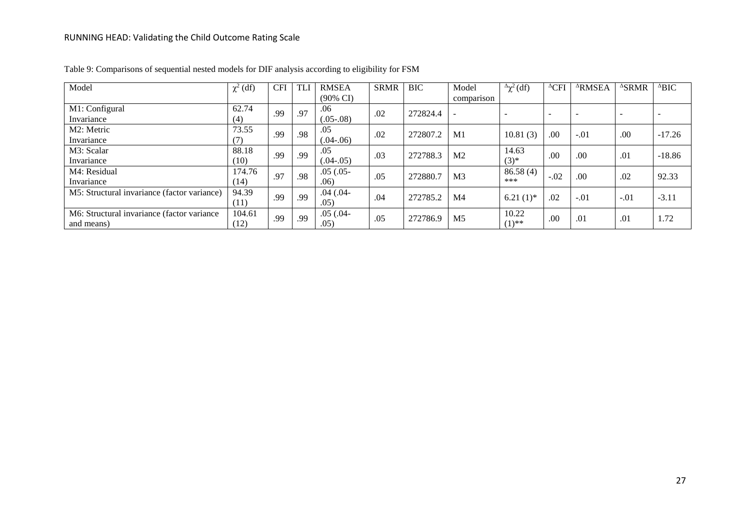Table 9: Comparisons of sequential nested models for DIF analysis according to eligibility for FSM

| Model | $\chi^2$ (df) | CFI | TLI | RMSEA (90% CI) | SRMR | BIC | Model comparison | $^{\Delta}\chi^2$ (df) | $^{\Delta}$CFI | $^{\Delta}$RMSEA | $^{\Delta}$SRMR | $^{\Delta}$BIC |
|---|---|---|---|---|---|---|---|---|---|---|---|---|
| M1: Configural Invariance | 62.74 (4) | .99 | .97 | .06 (.05-.08) | .02 | 272824.4 | - | - | - | - | - | - |
| M2: Metric Invariance | 73.55 (7) | .99 | .98 | .05 (.04-.06) | .02 | 272807.2 | M1 | 10.81 (3) | .00 | -.01 | .00 | -17.26 |
| M3: Scalar Invariance | 88.18 (10) | .99 | .99 | .05 (.04-.05) | .03 | 272788.3 | M2 | 14.63 (3)* | .00 | .00 | .01 | -18.86 |
| M4: Residual Invariance | 174.76 (14) | .97 | .98 | .05 (.05-.06) | .05 | 272880.7 | M3 | 86.58 (4)*** | -.02 | .00 | .02 | 92.33 |
| M5: Structural invariance (factor variance) | 94.39 (11) | .99 | .99 | .04 (.04-.05) | .04 | 272785.2 | M4 | 6.21 (1)* | .02 | -.01 | -.01 | -3.11 |
| M6: Structural invariance (factor variance and means) | 104.61 (12) | .99 | .99 | .05 (.04-.05) | .05 | 272786.9 | M5 | 10.22 (1)** | .00 | .01 | .01 | 1.72 |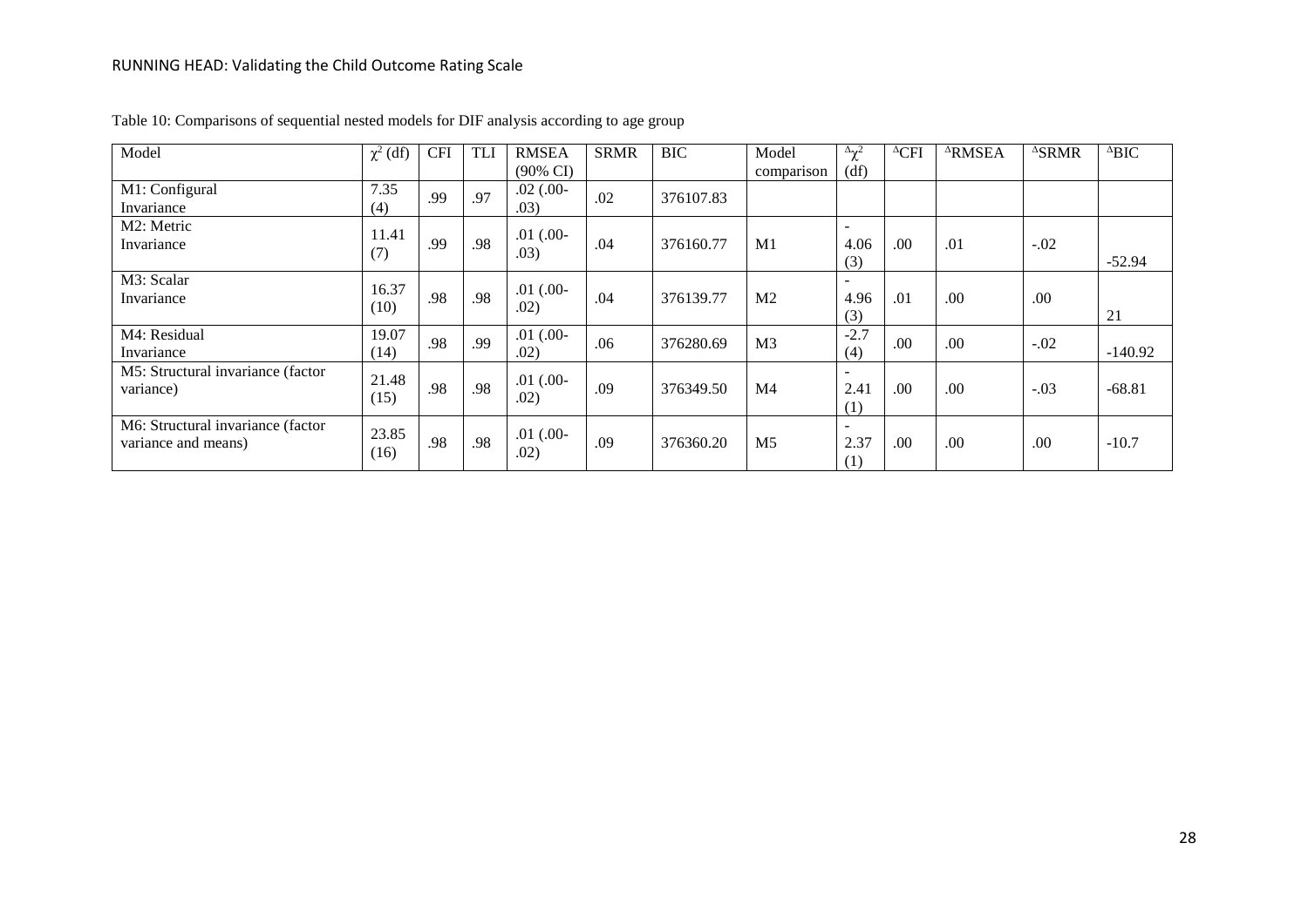Table 10: Comparisons of sequential nested models for DIF analysis according to age group

| Model | $\chi^2$ (df) | CFI | TLI | RMSEA (90% CI) | SRMR | BIC | Model comparison | $\Delta\chi^2$ (df) | $\Delta$CFI | $\Delta$RMSEA | $\Delta$SRMR | $\Delta$BIC |
|---|---|---|---|---|---|---|---|---|---|---|---|---|
| M1: Configural Invariance | 7.35 (4) | .99 | .97 | .02 (.00-.03) | .02 | 376107.83 | | | | | | |
| M2: Metric Invariance | 11.41 (7) | .99 | .98 | .01 (.00-.03) | .04 | 376160.77 | M1 | -4.06 (3) | .00 | .01 | -.02 | -52.94 |
| M3: Scalar Invariance | 16.37 (10) | .98 | .98 | .01 (.00-.02) | .04 | 376139.77 | M2 | -4.96 (3) | .01 | .00 | .00 | 21 |
| M4: Residual Invariance | 19.07 (14) | .98 | .99 | .01 (.00-.02) | .06 | 376280.69 | M3 | -2.7 (4) | .00 | .00 | -.02 | -140.92 |
| M5: Structural invariance (factor variance) | 21.48 (15) | .98 | .98 | .01 (.00-.02) | .09 | 376349.50 | M4 | -2.41 (1) | .00 | .00 | -.03 | -68.81 |
| M6: Structural invariance (factor variance and means) | 23.85 (16) | .98 | .98 | .01 (.00-.02) | .09 | 376360.20 | M5 | -2.37 (1) | .00 | .00 | .00 | -10.7 |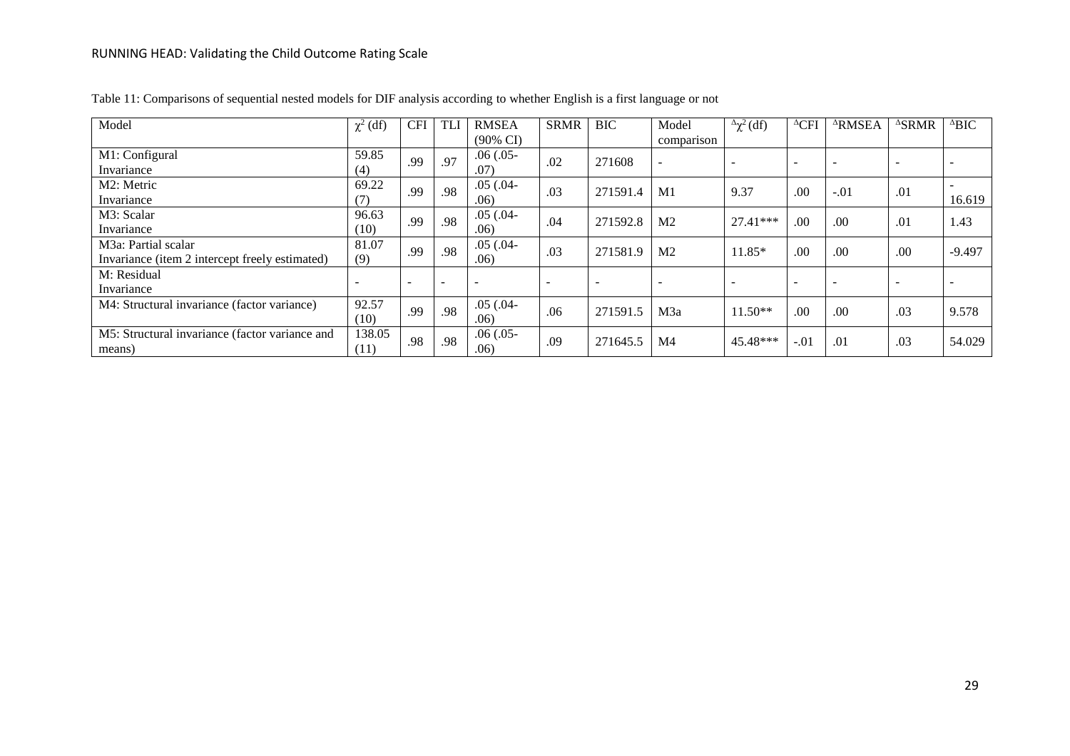Table 11: Comparisons of sequential nested models for DIF analysis according to whether English is a first language or not

| Model | $\chi^2$ (df) | CFI | TLI | RMSEA (90% CI) | SRMR | BIC | Model comparison | $^{\Delta}\chi^2$ (df) | $^{\Delta}$CFI | $^{\Delta}$RMSEA | $^{\Delta}$SRMR | $^{\Delta}$BIC |
|---|---|---|---|---|---|---|---|---|---|---|---|---|
| M1: Configural Invariance | 59.85 (4) | .99 | .97 | .06 (.05-.07) | .02 | 271608 | - | - | - | - | - | - |
| M2: Metric Invariance | 69.22 (7) | .99 | .98 | .05 (.04-.06) | .03 | 271591.4 | M1 | 9.37 | .00 | -.01 | .01 | -16.619 |
| M3: Scalar Invariance | 96.63 (10) | .99 | .98 | .05 (.04-.06) | .04 | 271592.8 | M2 | 27.41*** | .00 | .00 | .01 | 1.43 |
| M3a: Partial scalar Invariance (item 2 intercept freely estimated) | 81.07 (9) | .99 | .98 | .05 (.04-.06) | .03 | 271581.9 | M2 | 11.85* | .00 | .00 | .00 | -9.497 |
| M: Residual Invariance | - | - | - | - | - | - | - | - | - | - | - | - |
| M4: Structural invariance (factor variance) | 92.57 (10) | .99 | .98 | .05 (.04-.06) | .06 | 271591.5 | M3a | 11.50** | .00 | .00 | .03 | 9.578 |
| M5: Structural invariance (factor variance and means) | 138.05 (11) | .98 | .98 | .06 (.05-.06) | .09 | 271645.5 | M4 | 45.48*** | -.01 | .01 | .03 | 54.029 |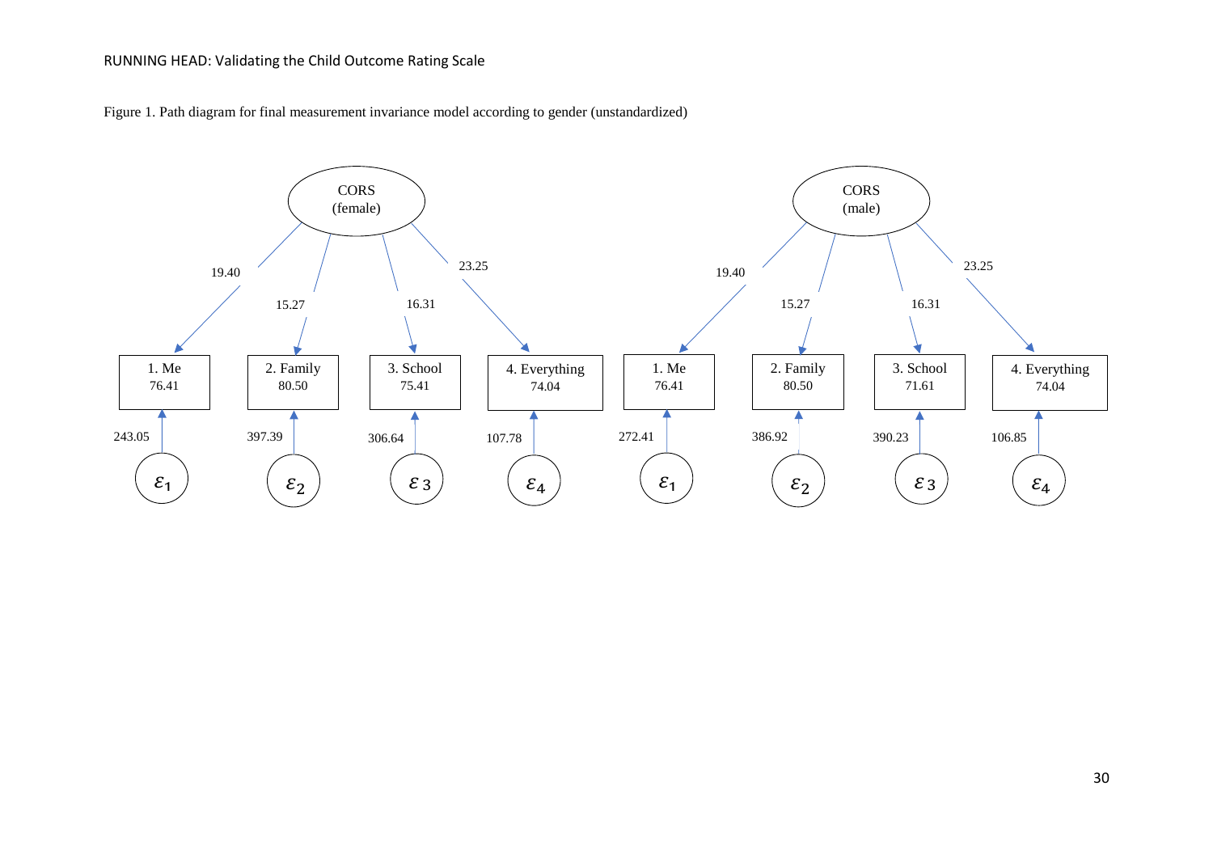Figure 1. Path diagram for final measurement invariance model according to gender (unstandardized)

| | CORS (female) | | | CORS (male) | | |
|---|---|---|---|---|---|---|
| Indicator | Loading | Intercept | Error variance | Loading | Intercept | Error variance |
| 1. Me | 19.40 | 76.41 | 243.05 ($\varepsilon_1$) | 19.40 | 76.41 | 272.41 ($\varepsilon_1$) |
| 2. Family | 15.27 | 80.50 | 397.39 ($\varepsilon_2$) | 15.27 | 80.50 | 386.92 ($\varepsilon_2$) |
| 3. School | 16.31 | 75.41 | 306.64 ($\varepsilon_3$) | 16.31 | 71.61 | 390.23 ($\varepsilon_3$) |
| 4. Everything | 23.25 | 74.04 | 107.78 ($\varepsilon_4$) | 23.25 | 74.04 | 106.85 ($\varepsilon_4$) |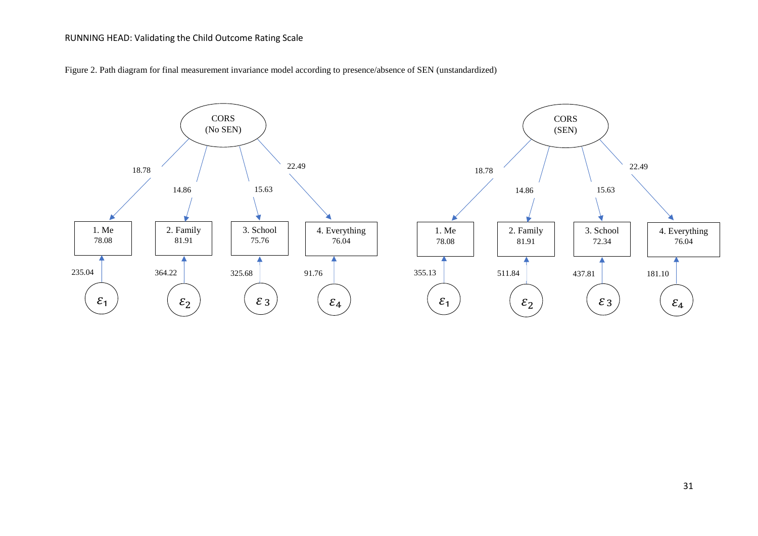Figure 2. Path diagram for final measurement invariance model according to presence/absence of SEN (unstandardized)

CORS (No SEN)

18.78 14.86 15.63 22.49

1. Me 78.08 | 2. Family 81.91 | 3. School 75.76 | 4. Everything 76.04

235.04 364.22 325.68 91.76

$\varepsilon_1$ $\varepsilon_2$ $\varepsilon_3$ $\varepsilon_4$

CORS (SEN)

18.78 14.86 15.63 22.49

1. Me 78.08 | 2. Family 81.91 | 3. School 72.34 | 4. Everything 76.04

355.13 511.84 437.81 181.10

$\varepsilon_1$ $\varepsilon_2$ $\varepsilon_3$ $\varepsilon_4$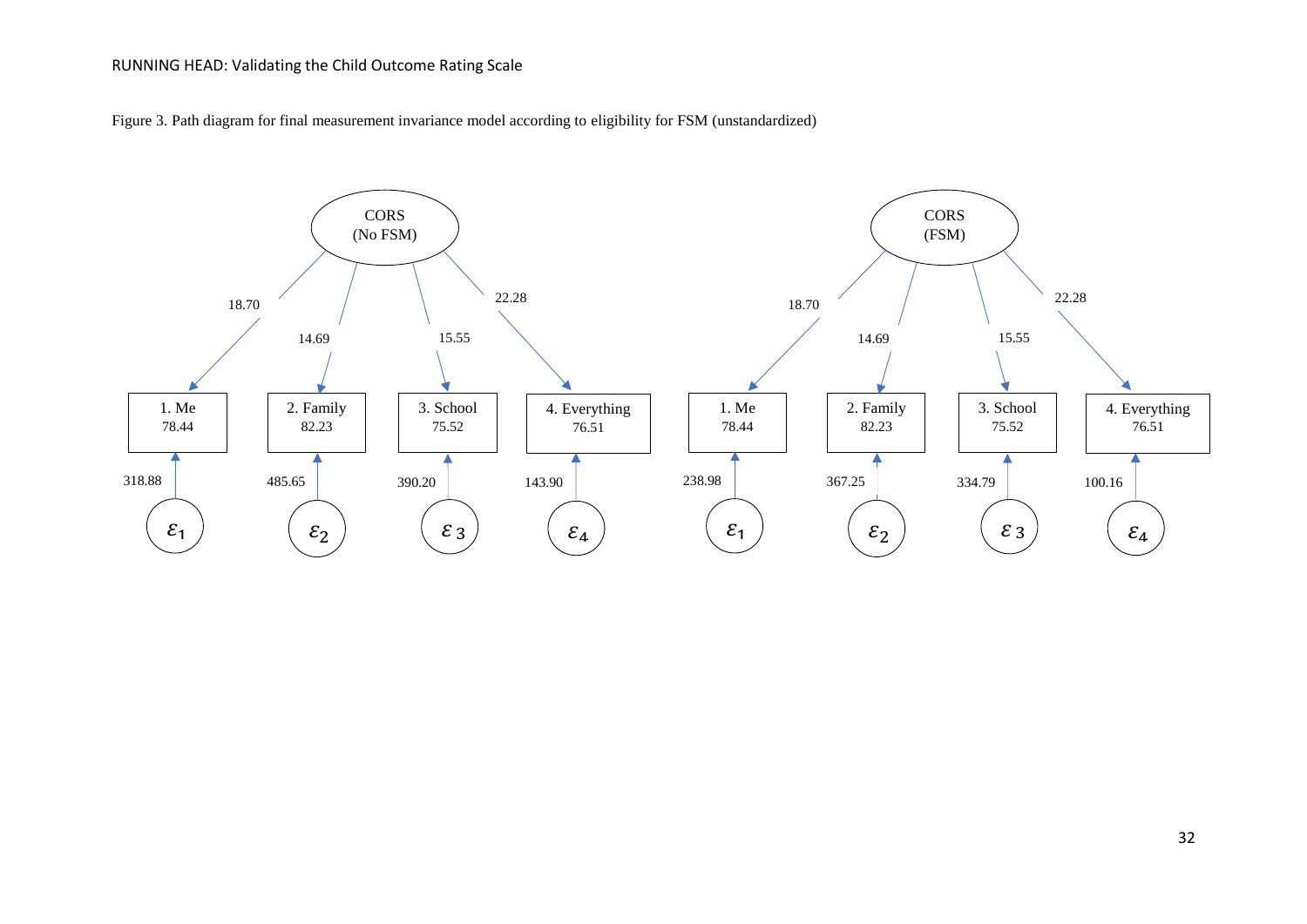Figure 3. Path diagram for final measurement invariance model according to eligibility for FSM (unstandardized)

CORS (No FSM)

18.70 | 14.69 | 15.55 | 22.28

1. Me 78.44 | 2. Family 82.23 | 3. School 75.52 | 4. Everything 76.51

318.88 | 485.65 | 390.20 | 143.90

$\varepsilon_1$ | $\varepsilon_2$ | $\varepsilon_3$ | $\varepsilon_4$

CORS (FSM)

18.70 | 14.69 | 15.55 | 22.28

1. Me 78.44 | 2. Family 82.23 | 3. School 75.52 | 4. Everything 76.51

238.98 | 367.25 | 334.79 | 100.16

$\varepsilon_1$ | $\varepsilon_2$ | $\varepsilon_3$ | $\varepsilon_4$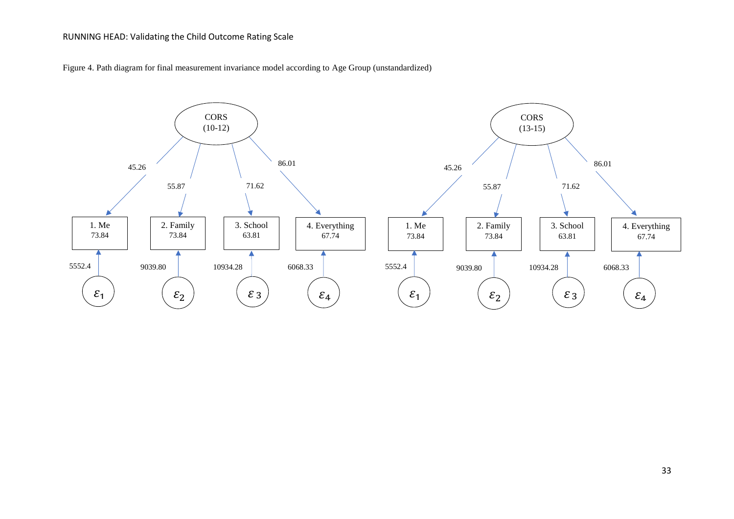Figure 4. Path diagram for final measurement invariance model according to Age Group (unstandardized)

CORS (10-12)

45.26 | 55.87 | 71.62 | 86.01

1. Me 73.84 | 2. Family 73.84 | 3. School 63.81 | 4. Everything 67.74

5552.4 | 9039.80 | 10934.28 | 6068.33

$\varepsilon_1$ | $\varepsilon_2$ | $\varepsilon_3$ | $\varepsilon_4$

CORS (13-15)

45.26 | 55.87 | 71.62 | 86.01

1. Me 73.84 | 2. Family 73.84 | 3. School 63.81 | 4. Everything 67.74

5552.4 | 9039.80 | 10934.28 | 6068.33

$\varepsilon_1$ | $\varepsilon_2$ | $\varepsilon_3$ | $\varepsilon_4$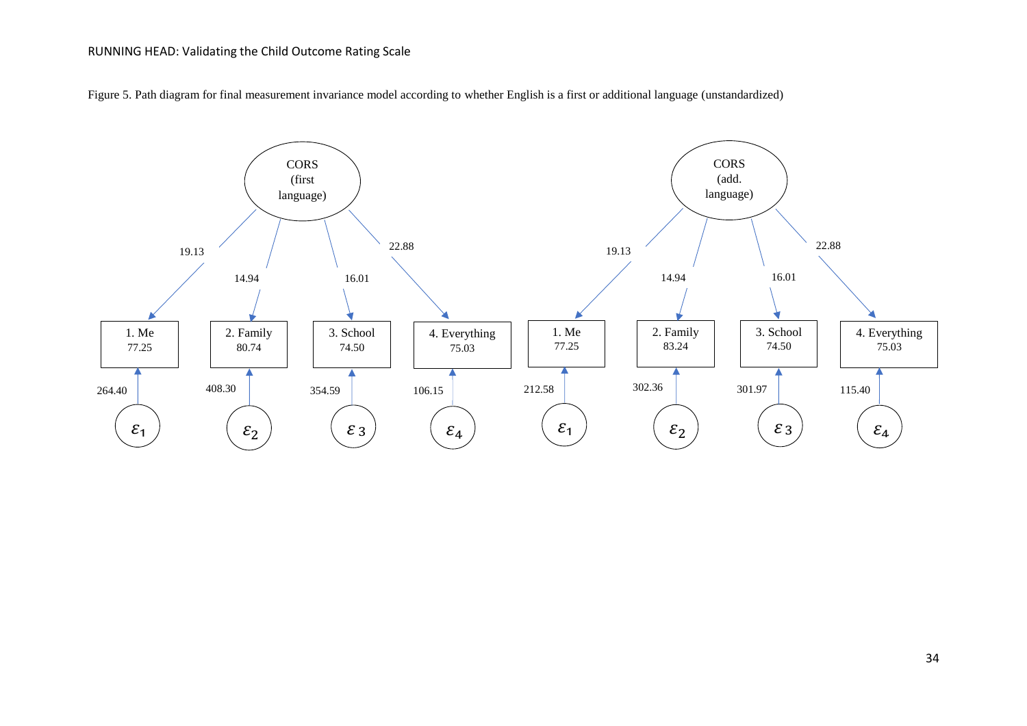Figure 5. Path diagram for final measurement invariance model according to whether English is a first or additional language (unstandardized)

CORS (first language)

19.13 | 14.94 | 16.01 | 22.88

| 1. Me | 2. Family | 3. School | 4. Everything |
|---|---|---|---|
| 77.25 | 80.74 | 74.50 | 75.03 |

264.40 $\varepsilon_1$ | 408.30 $\varepsilon_2$ | 354.59 $\varepsilon_3$ | 106.15 $\varepsilon_4$

CORS (add. language)

19.13 | 14.94 | 16.01 | 22.88

| 1. Me | 2. Family | 3. School | 4. Everything |
|---|---|---|---|
| 77.25 | 83.24 | 74.50 | 75.03 |

212.58 $\varepsilon_1$ | 302.36 $\varepsilon_2$ | 301.97 $\varepsilon_3$ | 115.40 $\varepsilon_4$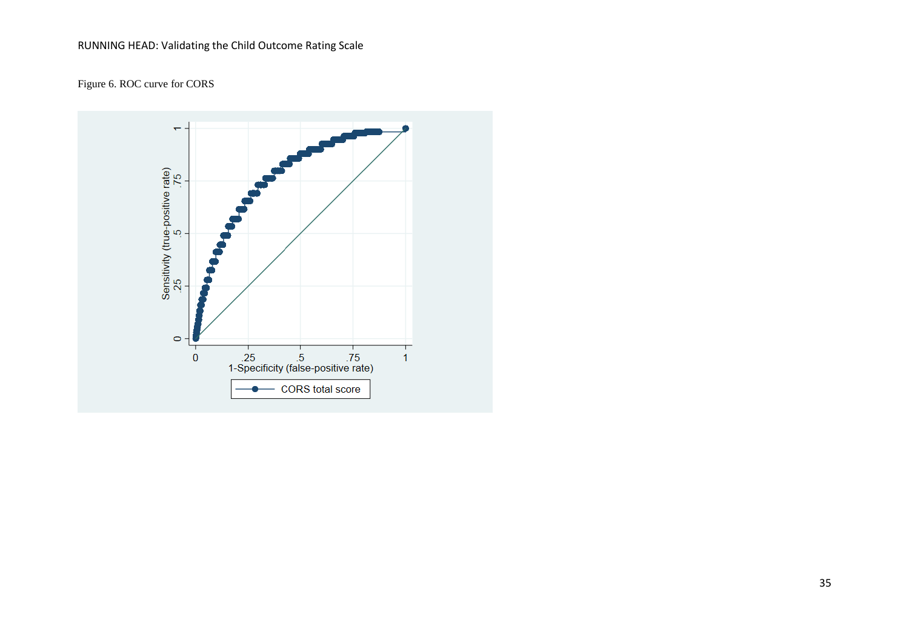Figure 6. ROC curve for CORS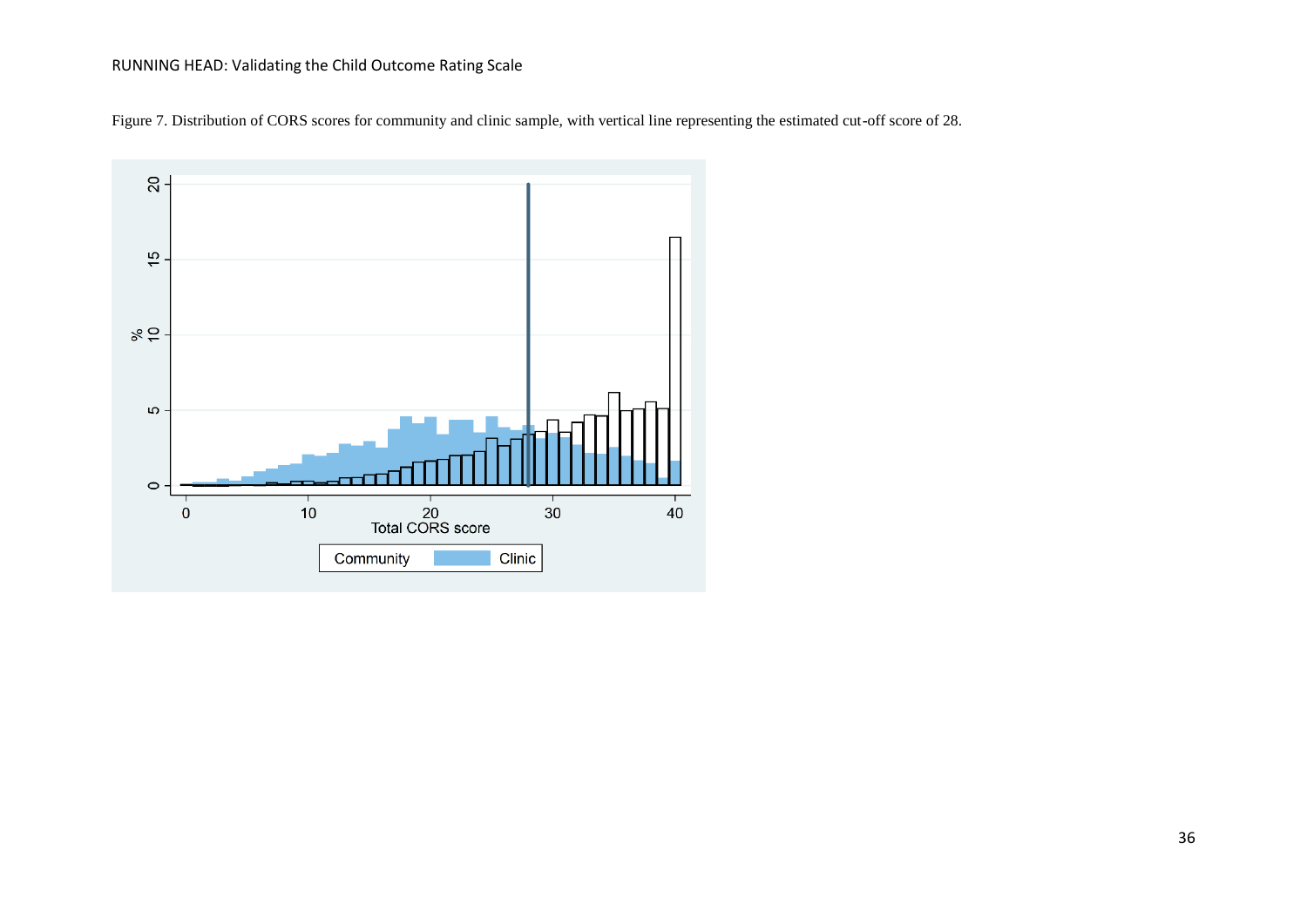Figure 7. Distribution of CORS scores for community and clinic sample, with vertical line representing the estimated cut-off score of 28.

%

20

15

10

5

0

0

10

20

30

40

Total CORS score

Community

Clinic